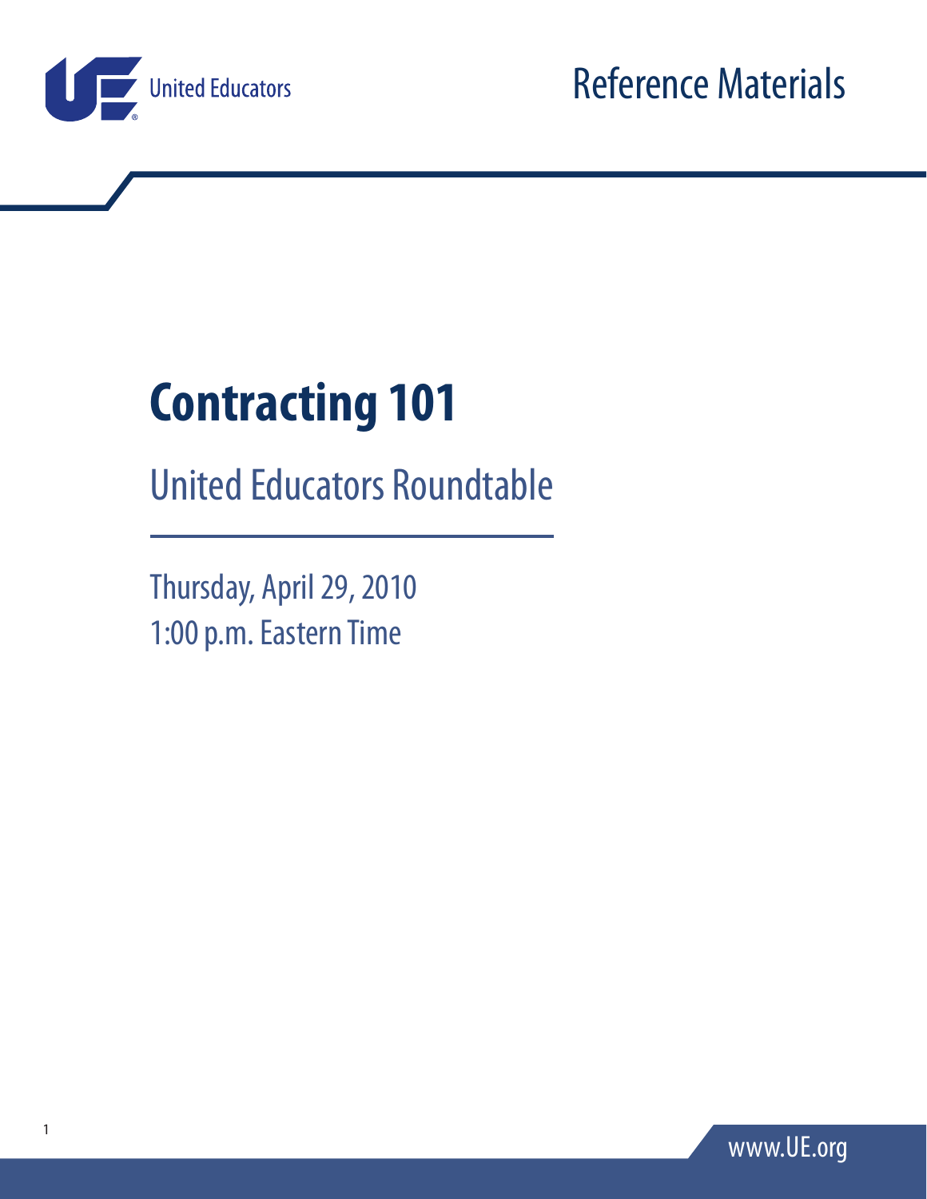United Educators

Reference Materials

# Contracting 101

## United Educators Roundtable

Thursday, April 29, 2010
1:00 p.m. Eastern Time

www.UE.org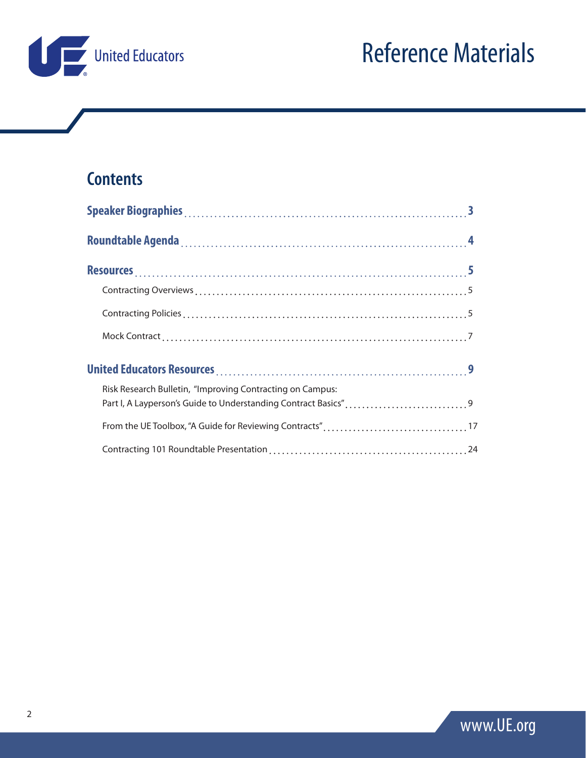# Reference Materials

## Contents

**Speaker Biographies** .......... 3

**Roundtable Agenda** .......... 4

**Resources** .......... 5

- Contracting Overviews .......... 5
- Contracting Policies .......... 5
- Mock Contract .......... 7

**United Educators Resources** .......... 9

- Risk Research Bulletin, "Improving Contracting on Campus: Part I, A Layperson's Guide to Understanding Contract Basics" .......... 9
- From the UE Toolbox, "A Guide for Reviewing Contracts" .......... 17
- Contracting 101 Roundtable Presentation .......... 24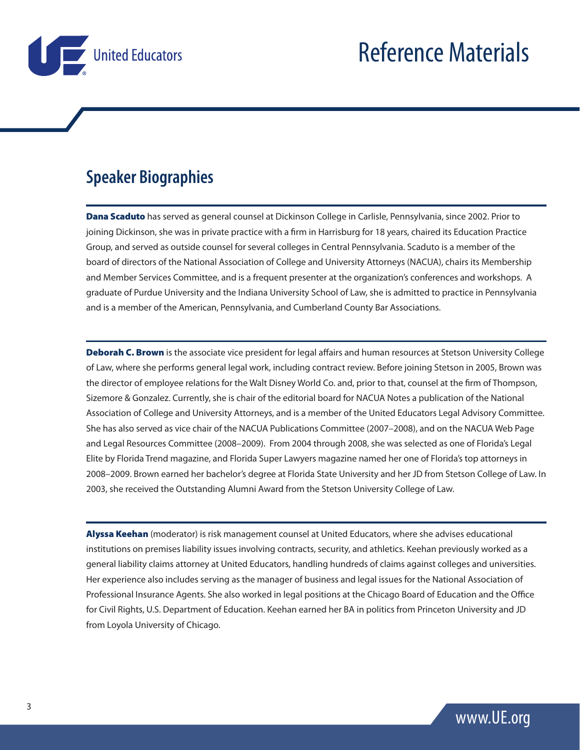## Speaker Biographies

**Dana Scaduto** has served as general counsel at Dickinson College in Carlisle, Pennsylvania, since 2002. Prior to joining Dickinson, she was in private practice with a firm in Harrisburg for 18 years, chaired its Education Practice Group, and served as outside counsel for several colleges in Central Pennsylvania. Scaduto is a member of the board of directors of the National Association of College and University Attorneys (NACUA), chairs its Membership and Member Services Committee, and is a frequent presenter at the organization's conferences and workshops. A graduate of Purdue University and the Indiana University School of Law, she is admitted to practice in Pennsylvania and is a member of the American, Pennsylvania, and Cumberland County Bar Associations.

**Deborah C. Brown** is the associate vice president for legal affairs and human resources at Stetson University College of Law, where she performs general legal work, including contract review. Before joining Stetson in 2005, Brown was the director of employee relations for the Walt Disney World Co. and, prior to that, counsel at the firm of Thompson, Sizemore & Gonzalez. Currently, she is chair of the editorial board for NACUA Notes a publication of the National Association of College and University Attorneys, and is a member of the United Educators Legal Advisory Committee. She has also served as vice chair of the NACUA Publications Committee (2007–2008), and on the NACUA Web Page and Legal Resources Committee (2008–2009). From 2004 through 2008, she was selected as one of Florida's Legal Elite by Florida Trend magazine, and Florida Super Lawyers magazine named her one of Florida's top attorneys in 2008–2009. Brown earned her bachelor's degree at Florida State University and her JD from Stetson College of Law. In 2003, she received the Outstanding Alumni Award from the Stetson University College of Law.

**Alyssa Keehan** (moderator) is risk management counsel at United Educators, where she advises educational institutions on premises liability issues involving contracts, security, and athletics. Keehan previously worked as a general liability claims attorney at United Educators, handling hundreds of claims against colleges and universities. Her experience also includes serving as the manager of business and legal issues for the National Association of Professional Insurance Agents. She also worked in legal positions at the Chicago Board of Education and the Office for Civil Rights, U.S. Department of Education. Keehan earned her BA in politics from Princeton University and JD from Loyola University of Chicago.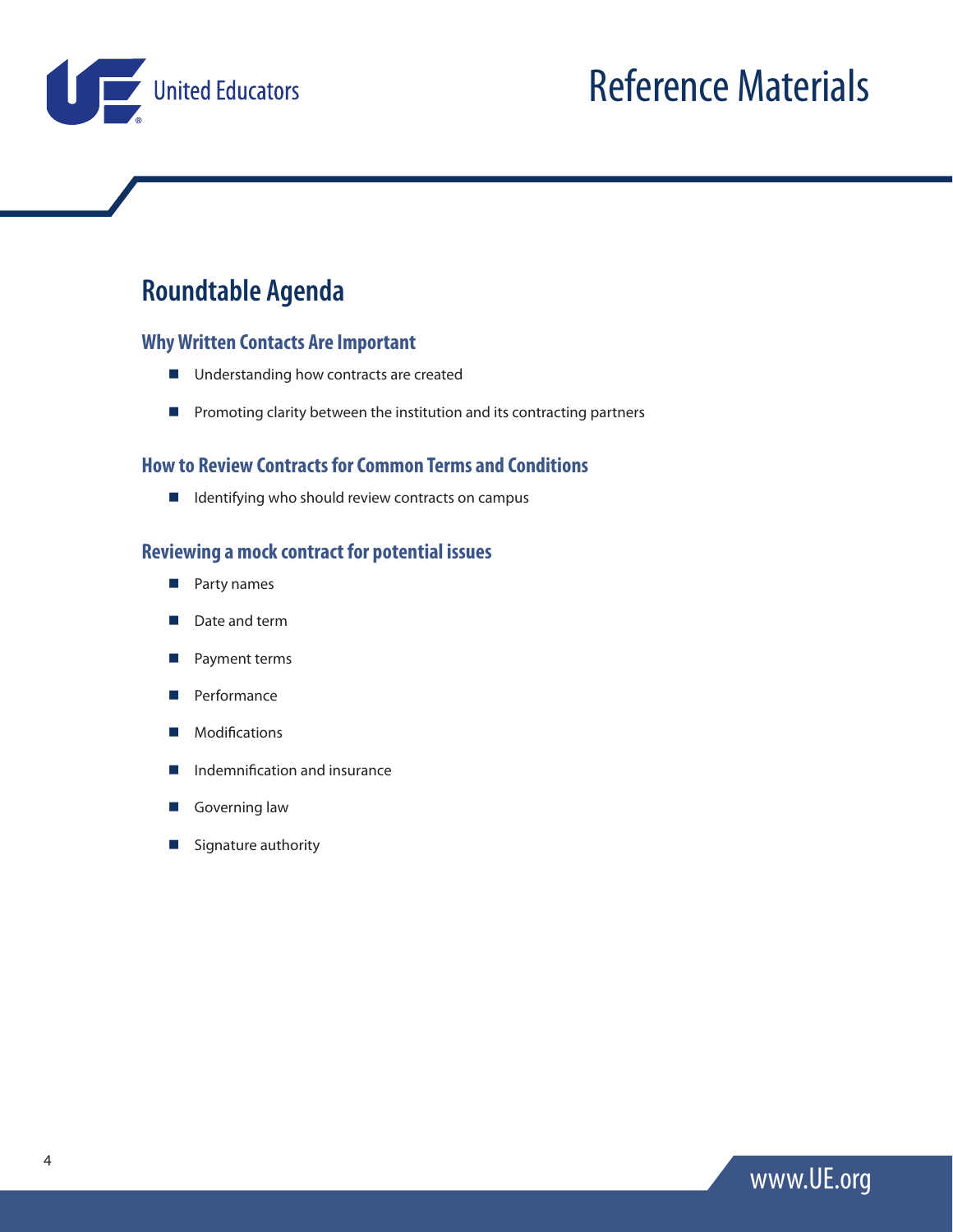# Roundtable Agenda

### Why Written Contacts Are Important

- Understanding how contracts are created
- Promoting clarity between the institution and its contracting partners

### How to Review Contracts for Common Terms and Conditions

- Identifying who should review contracts on campus

### Reviewing a mock contract for potential issues

- Party names
- Date and term
- Payment terms
- Performance
- Modifications
- Indemnification and insurance
- Governing law
- Signature authority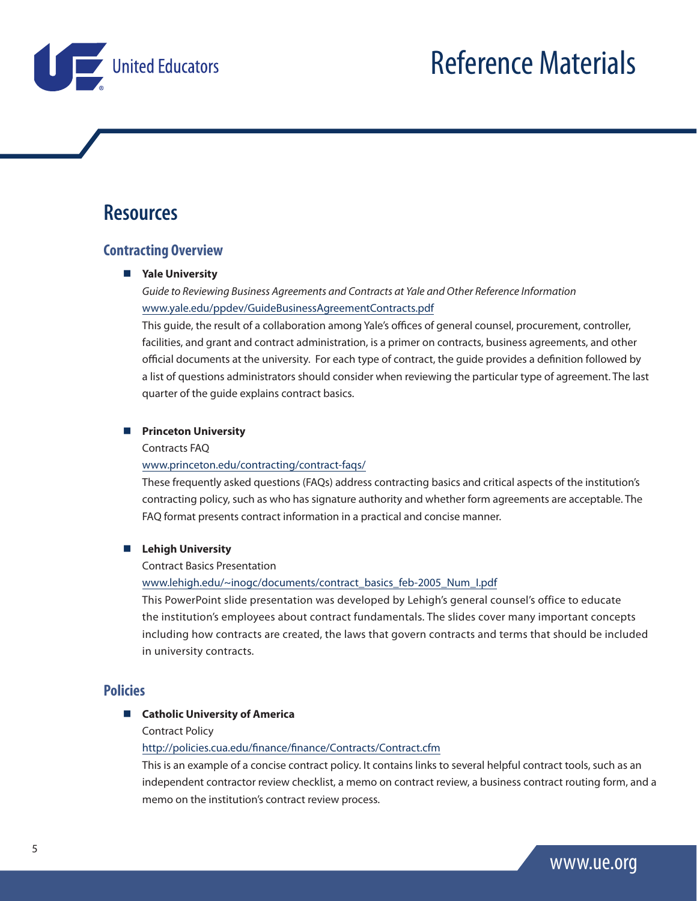# Resources

## Contracting Overview

- **Yale University**

  *Guide to Reviewing Business Agreements and Contracts at Yale and Other Reference Information*
  
  www.yale.edu/ppdev/GuideBusinessAgreementContracts.pdf
  
  This guide, the result of a collaboration among Yale's offices of general counsel, procurement, controller, facilities, and grant and contract administration, is a primer on contracts, business agreements, and other official documents at the university. For each type of contract, the guide provides a definition followed by a list of questions administrators should consider when reviewing the particular type of agreement. The last quarter of the guide explains contract basics.

- **Princeton University**

  Contracts FAQ
  
  www.princeton.edu/contracting/contract-faqs/
  
  These frequently asked questions (FAQs) address contracting basics and critical aspects of the institution's contracting policy, such as who has signature authority and whether form agreements are acceptable. The FAQ format presents contract information in a practical and concise manner.

- **Lehigh University**

  Contract Basics Presentation
  
  www.lehigh.edu/~inogc/documents/contract_basics_feb-2005_Num_I.pdf
  
  This PowerPoint slide presentation was developed by Lehigh's general counsel's office to educate the institution's employees about contract fundamentals. The slides cover many important concepts including how contracts are created, the laws that govern contracts and terms that should be included in university contracts.

## Policies

- **Catholic University of America**

  Contract Policy
  
  http://policies.cua.edu/finance/finance/Contracts/Contract.cfm
  
  This is an example of a concise contract policy. It contains links to several helpful contract tools, such as an independent contractor review checklist, a memo on contract review, a business contract routing form, and a memo on the institution's contract review process.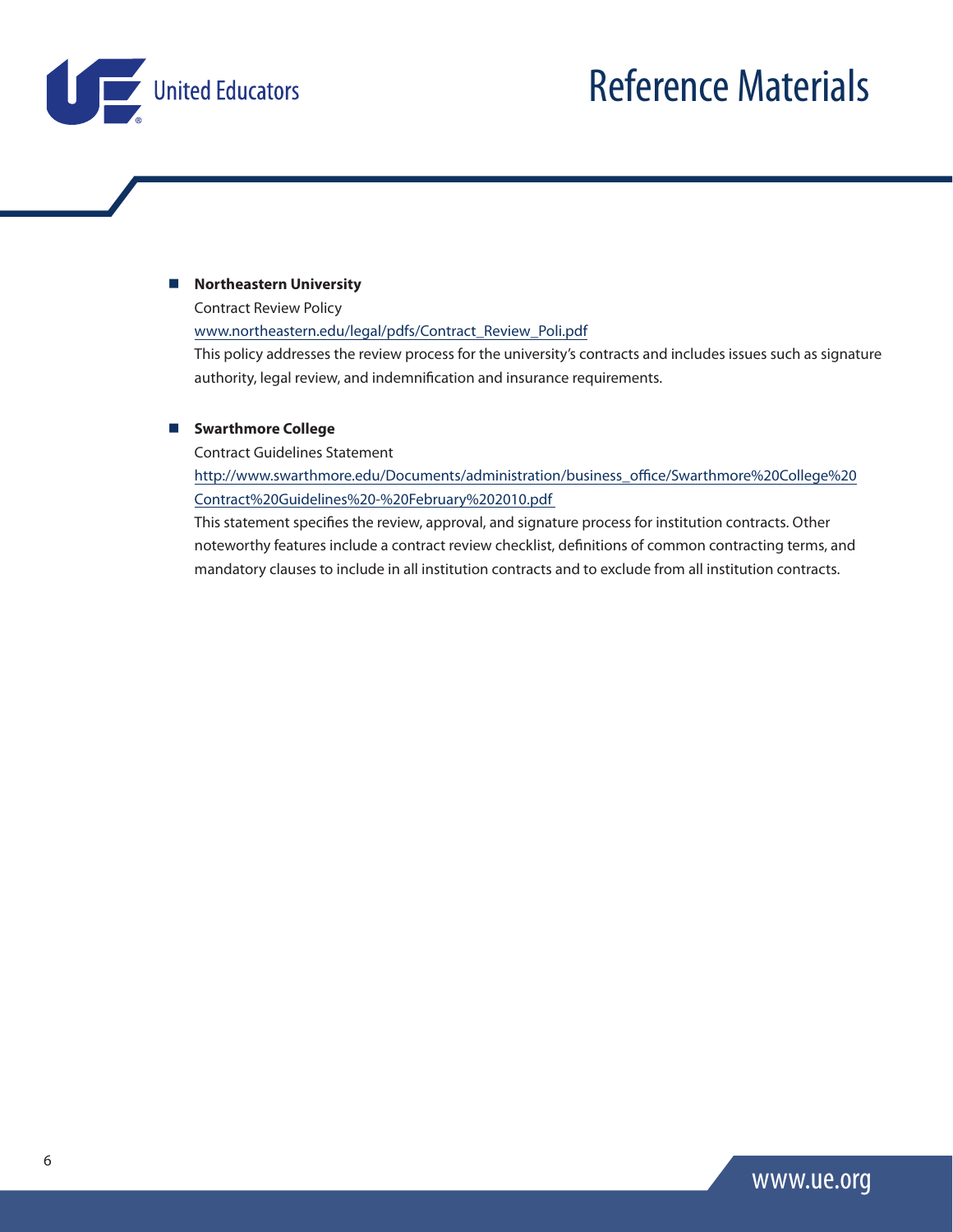- **Northeastern University**

  Contract Review Policy

  www.northeastern.edu/legal/pdfs/Contract_Review_Poli.pdf

  This policy addresses the review process for the university's contracts and includes issues such as signature authority, legal review, and indemnification and insurance requirements.

- **Swarthmore College**

  Contract Guidelines Statement

  http://www.swarthmore.edu/Documents/administration/business_office/Swarthmore%20College%20Contract%20Guidelines%20-%20February%202010.pdf

  This statement specifies the review, approval, and signature process for institution contracts. Other noteworthy features include a contract review checklist, definitions of common contracting terms, and mandatory clauses to include in all institution contracts and to exclude from all institution contracts.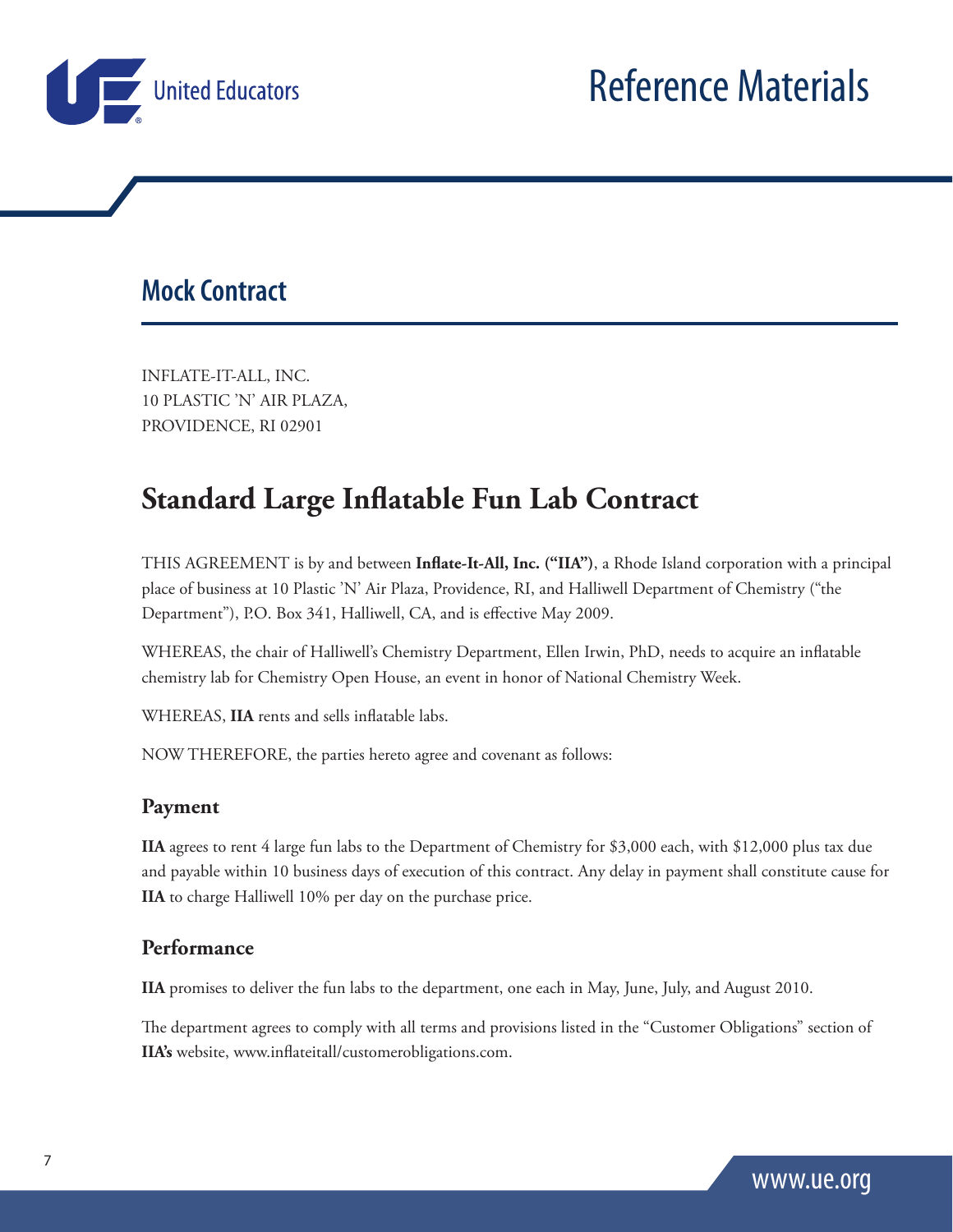# Reference Materials

## Mock Contract

INFLATE-IT-ALL, INC.
10 PLASTIC 'N' AIR PLAZA,
PROVIDENCE, RI 02901

# Standard Large Inflatable Fun Lab Contract

THIS AGREEMENT is by and between **Inflate-It-All, Inc. ("IIA")**, a Rhode Island corporation with a principal place of business at 10 Plastic 'N' Air Plaza, Providence, RI, and Halliwell Department of Chemistry ("the Department"), P.O. Box 341, Halliwell, CA, and is effective May 2009.

WHEREAS, the chair of Halliwell's Chemistry Department, Ellen Irwin, PhD, needs to acquire an inflatable chemistry lab for Chemistry Open House, an event in honor of National Chemistry Week.

WHEREAS, **IIA** rents and sells inflatable labs.

NOW THEREFORE, the parties hereto agree and covenant as follows:

### Payment

**IIA** agrees to rent 4 large fun labs to the Department of Chemistry for $3,000 each, with $12,000 plus tax due and payable within 10 business days of execution of this contract. Any delay in payment shall constitute cause for **IIA** to charge Halliwell 10% per day on the purchase price.

### Performance

**IIA** promises to deliver the fun labs to the department, one each in May, June, July, and August 2010.

The department agrees to comply with all terms and provisions listed in the "Customer Obligations" section of **IIA's** website, www.inflateitall/customerobligations.com.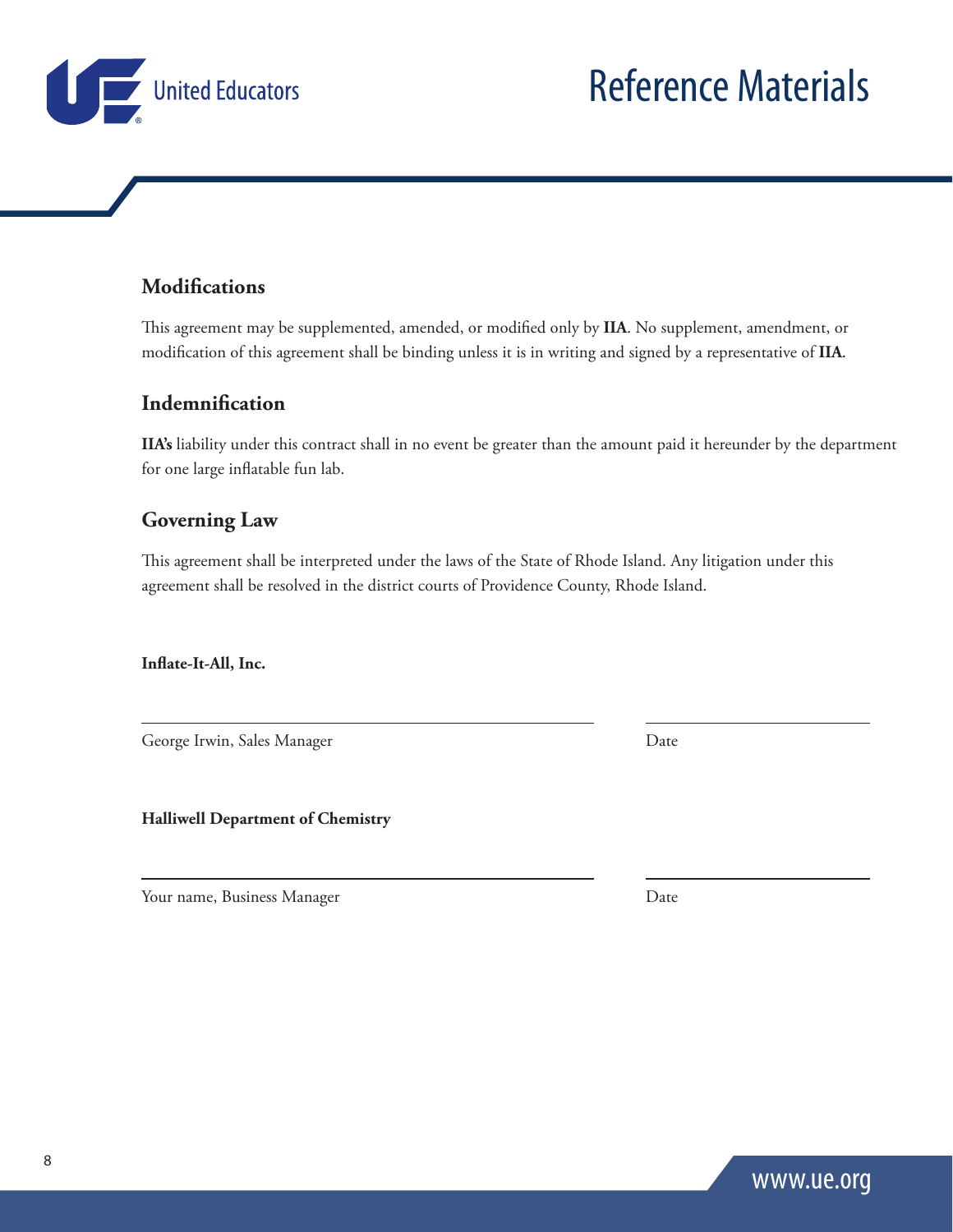## Modifications

This agreement may be supplemented, amended, or modified only by **IIA**. No supplement, amendment, or modification of this agreement shall be binding unless it is in writing and signed by a representative of **IIA**.

## Indemnification

**IIA's** liability under this contract shall in no event be greater than the amount paid it hereunder by the department for one large inflatable fun lab.

## Governing Law

This agreement shall be interpreted under the laws of the State of Rhode Island. Any litigation under this agreement shall be resolved in the district courts of Providence County, Rhode Island.

**Inflate-It-All, Inc.**

\_\_\_\_\_\_\_\_\_\_\_\_\_\_\_\_\_\_\_\_\_\_\_\_\_\_\_\_\_\_\_\_\_\_\_\_\_\_\_\_ \_\_\_\_\_\_\_\_\_\_\_\_\_\_\_\_\_\_\_\_

George Irwin, Sales Manager — Date

**Halliwell Department of Chemistry**

\_\_\_\_\_\_\_\_\_\_\_\_\_\_\_\_\_\_\_\_\_\_\_\_\_\_\_\_\_\_\_\_\_\_\_\_\_\_\_\_ \_\_\_\_\_\_\_\_\_\_\_\_\_\_\_\_\_\_\_\_

Your name, Business Manager — Date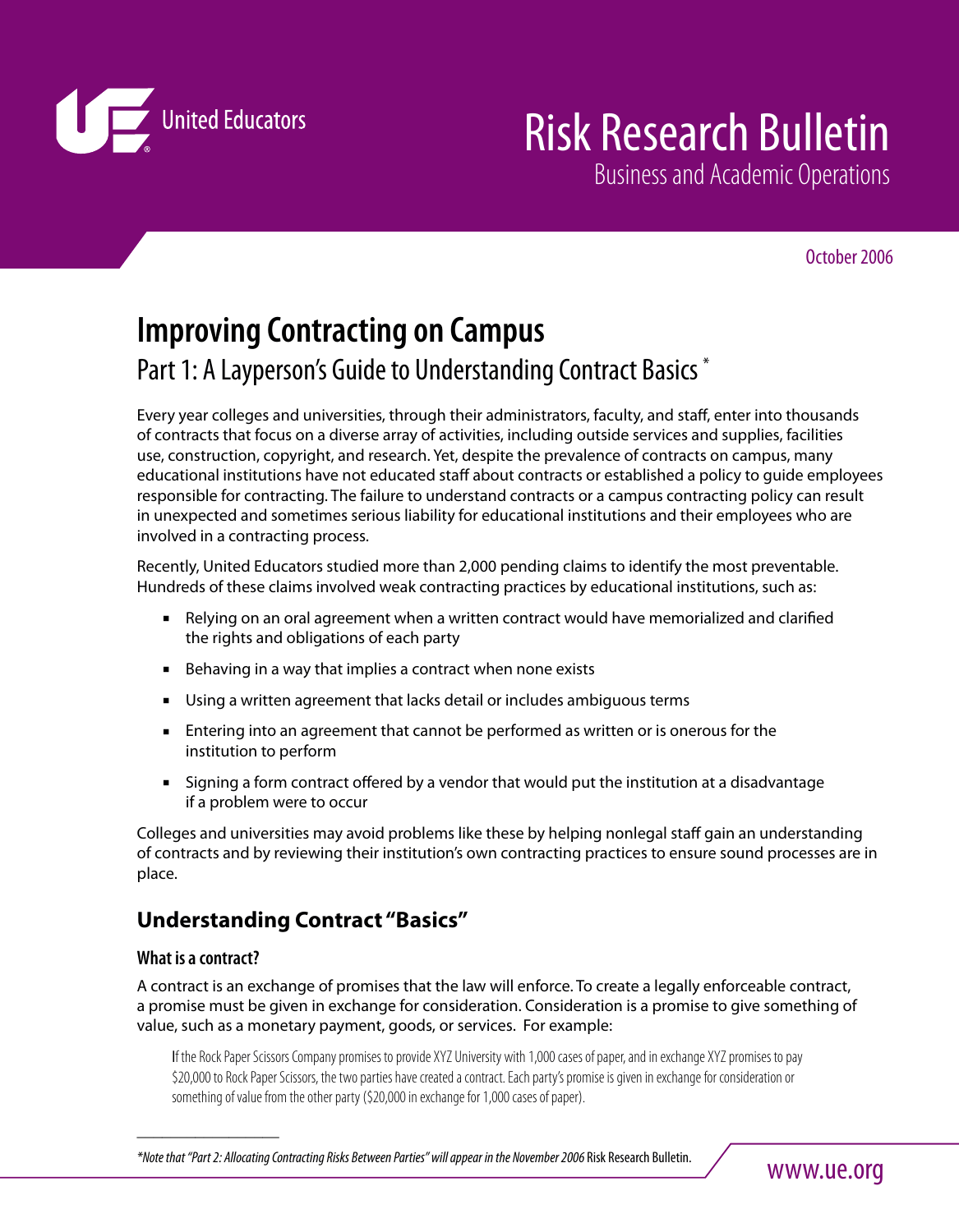United Educators

# Risk Research Bulletin

Business and Academic Operations

October 2006

## Improving Contracting on Campus

### Part 1: A Layperson's Guide to Understanding Contract Basics *

Every year colleges and universities, through their administrators, faculty, and staff, enter into thousands of contracts that focus on a diverse array of activities, including outside services and supplies, facilities use, construction, copyright, and research. Yet, despite the prevalence of contracts on campus, many educational institutions have not educated staff about contracts or established a policy to guide employees responsible for contracting. The failure to understand contracts or a campus contracting policy can result in unexpected and sometimes serious liability for educational institutions and their employees who are involved in a contracting process.

Recently, United Educators studied more than 2,000 pending claims to identify the most preventable. Hundreds of these claims involved weak contracting practices by educational institutions, such as:

- Relying on an oral agreement when a written contract would have memorialized and clarified the rights and obligations of each party
- Behaving in a way that implies a contract when none exists
- Using a written agreement that lacks detail or includes ambiguous terms
- Entering into an agreement that cannot be performed as written or is onerous for the institution to perform
- Signing a form contract offered by a vendor that would put the institution at a disadvantage if a problem were to occur

Colleges and universities may avoid problems like these by helping nonlegal staff gain an understanding of contracts and by reviewing their institution's own contracting practices to ensure sound processes are in place.

## Understanding Contract "Basics"

### What is a contract?

A contract is an exchange of promises that the law will enforce. To create a legally enforceable contract, a promise must be given in exchange for consideration. Consideration is a promise to give something of value, such as a monetary payment, goods, or services. For example:

> If the Rock Paper Scissors Company promises to provide XYZ University with 1,000 cases of paper, and in exchange XYZ promises to pay \$20,000 to Rock Paper Scissors, the two parties have created a contract. Each party's promise is given in exchange for consideration or something of value from the other party (\$20,000 in exchange for 1,000 cases of paper).

*\*Note that "Part 2: Allocating Contracting Risks Between Parties" will appear in the November 2006* Risk Research Bulletin.

www.ue.org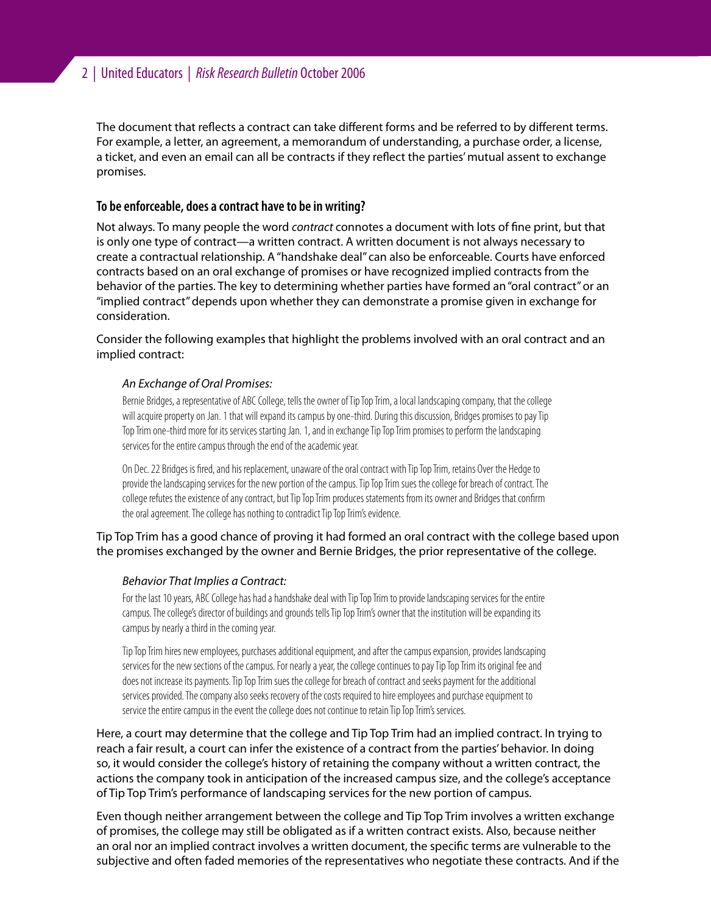The document that reflects a contract can take different forms and be referred to by different terms. For example, a letter, an agreement, a memorandum of understanding, a purchase order, a license, a ticket, and even an email can all be contracts if they reflect the parties' mutual assent to exchange promises.

### To be enforceable, does a contract have to be in writing?

Not always. To many people the word *contract* connotes a document with lots of fine print, but that is only one type of contract—a written contract. A written document is not always necessary to create a contractual relationship. A "handshake deal" can also be enforceable. Courts have enforced contracts based on an oral exchange of promises or have recognized implied contracts from the behavior of the parties. The key to determining whether parties have formed an "oral contract" or an "implied contract" depends upon whether they can demonstrate a promise given in exchange for consideration.

Consider the following examples that highlight the problems involved with an oral contract and an implied contract:

*An Exchange of Oral Promises:*

Bernie Bridges, a representative of ABC College, tells the owner of Tip Top Trim, a local landscaping company, that the college will acquire property on Jan. 1 that will expand its campus by one-third. During this discussion, Bridges promises to pay Tip Top Trim one-third more for its services starting Jan. 1, and in exchange Tip Top Trim promises to perform the landscaping services for the entire campus through the end of the academic year.

On Dec. 22 Bridges is fired, and his replacement, unaware of the oral contract with Tip Top Trim, retains Over the Hedge to provide the landscaping services for the new portion of the campus. Tip Top Trim sues the college for breach of contract. The college refutes the existence of any contract, but Tip Top Trim produces statements from its owner and Bridges that confirm the oral agreement. The college has nothing to contradict Tip Top Trim's evidence.

Tip Top Trim has a good chance of proving it had formed an oral contract with the college based upon the promises exchanged by the owner and Bernie Bridges, the prior representative of the college.

*Behavior That Implies a Contract:*

For the last 10 years, ABC College has had a handshake deal with Tip Top Trim to provide landscaping services for the entire campus. The college's director of buildings and grounds tells Tip Top Trim's owner that the institution will be expanding its campus by nearly a third in the coming year.

Tip Top Trim hires new employees, purchases additional equipment, and after the campus expansion, provides landscaping services for the new sections of the campus. For nearly a year, the college continues to pay Tip Top Trim its original fee and does not increase its payments. Tip Top Trim sues the college for breach of contract and seeks payment for the additional services provided. The company also seeks recovery of the costs required to hire employees and purchase equipment to service the entire campus in the event the college does not continue to retain Tip Top Trim's services.

Here, a court may determine that the college and Tip Top Trim had an implied contract. In trying to reach a fair result, a court can infer the existence of a contract from the parties' behavior. In doing so, it would consider the college's history of retaining the company without a written contract, the actions the company took in anticipation of the increased campus size, and the college's acceptance of Tip Top Trim's performance of landscaping services for the new portion of campus.

Even though neither arrangement between the college and Tip Top Trim involves a written exchange of promises, the college may still be obligated as if a written contract exists. Also, because neither an oral nor an implied contract involves a written document, the specific terms are vulnerable to the subjective and often faded memories of the representatives who negotiate these contracts. And if the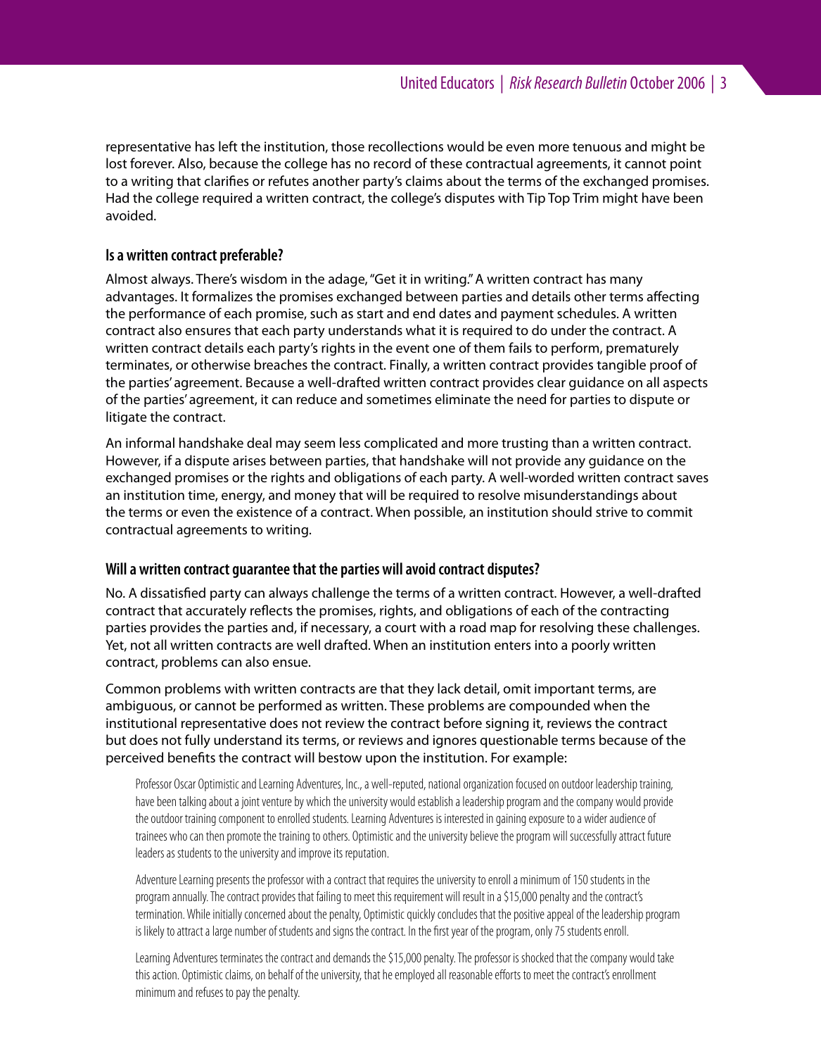representative has left the institution, those recollections would be even more tenuous and might be lost forever. Also, because the college has no record of these contractual agreements, it cannot point to a writing that clarifies or refutes another party's claims about the terms of the exchanged promises. Had the college required a written contract, the college's disputes with Tip Top Trim might have been avoided.

### Is a written contract preferable?

Almost always. There's wisdom in the adage, "Get it in writing." A written contract has many advantages. It formalizes the promises exchanged between parties and details other terms affecting the performance of each promise, such as start and end dates and payment schedules. A written contract also ensures that each party understands what it is required to do under the contract. A written contract details each party's rights in the event one of them fails to perform, prematurely terminates, or otherwise breaches the contract. Finally, a written contract provides tangible proof of the parties' agreement. Because a well-drafted written contract provides clear guidance on all aspects of the parties' agreement, it can reduce and sometimes eliminate the need for parties to dispute or litigate the contract.

An informal handshake deal may seem less complicated and more trusting than a written contract. However, if a dispute arises between parties, that handshake will not provide any guidance on the exchanged promises or the rights and obligations of each party. A well-worded written contract saves an institution time, energy, and money that will be required to resolve misunderstandings about the terms or even the existence of a contract. When possible, an institution should strive to commit contractual agreements to writing.

### Will a written contract guarantee that the parties will avoid contract disputes?

No. A dissatisfied party can always challenge the terms of a written contract. However, a well-drafted contract that accurately reflects the promises, rights, and obligations of each of the contracting parties provides the parties and, if necessary, a court with a road map for resolving these challenges. Yet, not all written contracts are well drafted. When an institution enters into a poorly written contract, problems can also ensue.

Common problems with written contracts are that they lack detail, omit important terms, are ambiguous, or cannot be performed as written. These problems are compounded when the institutional representative does not review the contract before signing it, reviews the contract but does not fully understand its terms, or reviews and ignores questionable terms because of the perceived benefits the contract will bestow upon the institution. For example:

> Professor Oscar Optimistic and Learning Adventures, Inc., a well-reputed, national organization focused on outdoor leadership training, have been talking about a joint venture by which the university would establish a leadership program and the company would provide the outdoor training component to enrolled students. Learning Adventures is interested in gaining exposure to a wider audience of trainees who can then promote the training to others. Optimistic and the university believe the program will successfully attract future leaders as students to the university and improve its reputation.
>
> Adventure Learning presents the professor with a contract that requires the university to enroll a minimum of 150 students in the program annually. The contract provides that failing to meet this requirement will result in a $15,000 penalty and the contract's termination. While initially concerned about the penalty, Optimistic quickly concludes that the positive appeal of the leadership program is likely to attract a large number of students and signs the contract. In the first year of the program, only 75 students enroll.
>
> Learning Adventures terminates the contract and demands the $15,000 penalty. The professor is shocked that the company would take this action. Optimistic claims, on behalf of the university, that he employed all reasonable efforts to meet the contract's enrollment minimum and refuses to pay the penalty.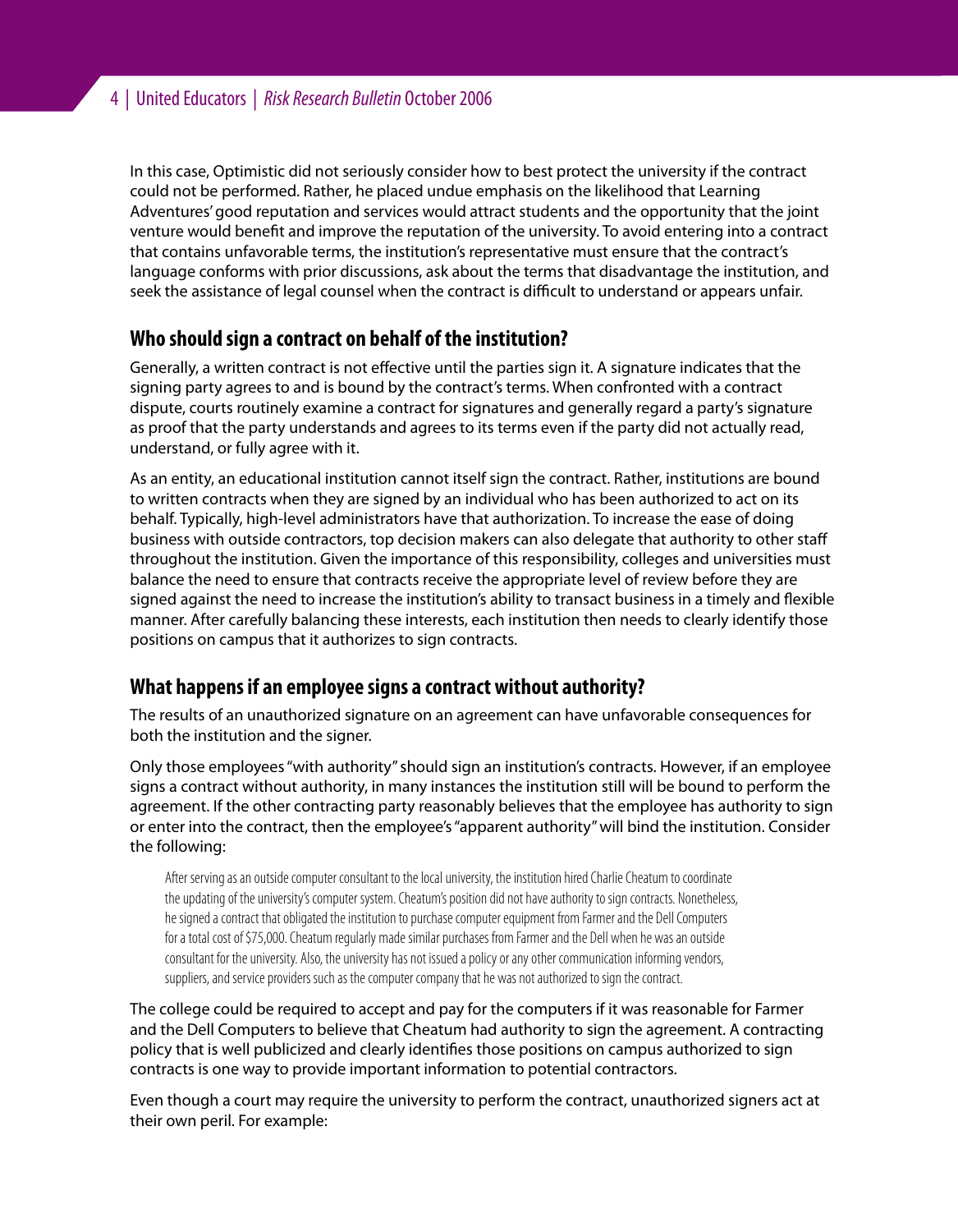In this case, Optimistic did not seriously consider how to best protect the university if the contract could not be performed. Rather, he placed undue emphasis on the likelihood that Learning Adventures' good reputation and services would attract students and the opportunity that the joint venture would benefit and improve the reputation of the university. To avoid entering into a contract that contains unfavorable terms, the institution's representative must ensure that the contract's language conforms with prior discussions, ask about the terms that disadvantage the institution, and seek the assistance of legal counsel when the contract is difficult to understand or appears unfair.

## Who should sign a contract on behalf of the institution?

Generally, a written contract is not effective until the parties sign it. A signature indicates that the signing party agrees to and is bound by the contract's terms. When confronted with a contract dispute, courts routinely examine a contract for signatures and generally regard a party's signature as proof that the party understands and agrees to its terms even if the party did not actually read, understand, or fully agree with it.

As an entity, an educational institution cannot itself sign the contract. Rather, institutions are bound to written contracts when they are signed by an individual who has been authorized to act on its behalf. Typically, high-level administrators have that authorization. To increase the ease of doing business with outside contractors, top decision makers can also delegate that authority to other staff throughout the institution. Given the importance of this responsibility, colleges and universities must balance the need to ensure that contracts receive the appropriate level of review before they are signed against the need to increase the institution's ability to transact business in a timely and flexible manner. After carefully balancing these interests, each institution then needs to clearly identify those positions on campus that it authorizes to sign contracts.

## What happens if an employee signs a contract without authority?

The results of an unauthorized signature on an agreement can have unfavorable consequences for both the institution and the signer.

Only those employees "with authority" should sign an institution's contracts. However, if an employee signs a contract without authority, in many instances the institution still will be bound to perform the agreement. If the other contracting party reasonably believes that the employee has authority to sign or enter into the contract, then the employee's "apparent authority" will bind the institution. Consider the following:

> After serving as an outside computer consultant to the local university, the institution hired Charlie Cheatum to coordinate the updating of the university's computer system. Cheatum's position did not have authority to sign contracts. Nonetheless, he signed a contract that obligated the institution to purchase computer equipment from Farmer and the Dell Computers for a total cost of $75,000. Cheatum regularly made similar purchases from Farmer and the Dell when he was an outside consultant for the university. Also, the university has not issued a policy or any other communication informing vendors, suppliers, and service providers such as the computer company that he was not authorized to sign the contract.

The college could be required to accept and pay for the computers if it was reasonable for Farmer and the Dell Computers to believe that Cheatum had authority to sign the agreement. A contracting policy that is well publicized and clearly identifies those positions on campus authorized to sign contracts is one way to provide important information to potential contractors.

Even though a court may require the university to perform the contract, unauthorized signers act at their own peril. For example: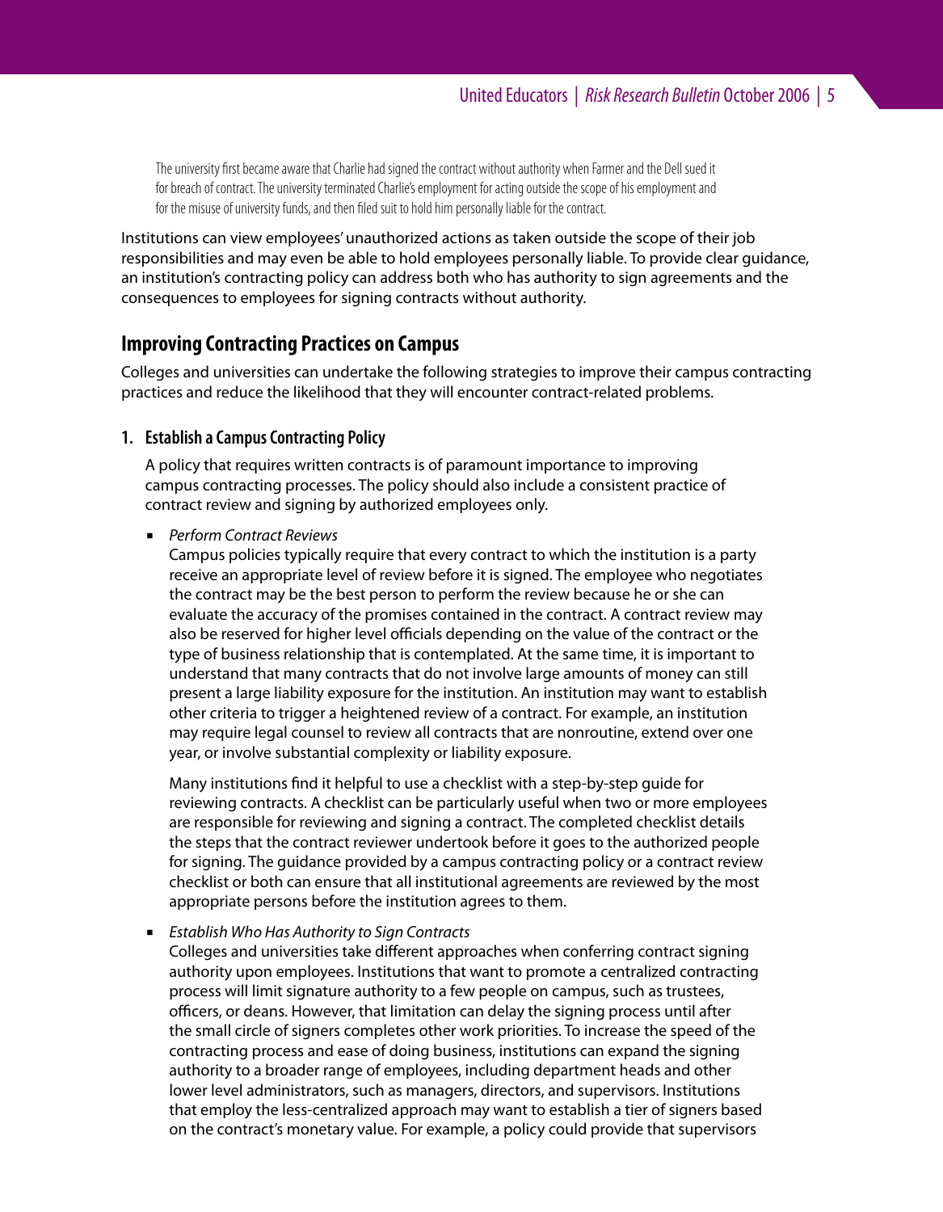The university first became aware that Charlie had signed the contract without authority when Farmer and the Dell sued it for breach of contract. The university terminated Charlie's employment for acting outside the scope of his employment and for the misuse of university funds, and then filed suit to hold him personally liable for the contract.

Institutions can view employees' unauthorized actions as taken outside the scope of their job responsibilities and may even be able to hold employees personally liable. To provide clear guidance, an institution's contracting policy can address both who has authority to sign agreements and the consequences to employees for signing contracts without authority.

## Improving Contracting Practices on Campus

Colleges and universities can undertake the following strategies to improve their campus contracting practices and reduce the likelihood that they will encounter contract-related problems.

### 1. Establish a Campus Contracting Policy

A policy that requires written contracts is of paramount importance to improving campus contracting processes. The policy should also include a consistent practice of contract review and signing by authorized employees only.

- *Perform Contract Reviews*
  Campus policies typically require that every contract to which the institution is a party receive an appropriate level of review before it is signed. The employee who negotiates the contract may be the best person to perform the review because he or she can evaluate the accuracy of the promises contained in the contract. A contract review may also be reserved for higher level officials depending on the value of the contract or the type of business relationship that is contemplated. At the same time, it is important to understand that many contracts that do not involve large amounts of money can still present a large liability exposure for the institution. An institution may want to establish other criteria to trigger a heightened review of a contract. For example, an institution may require legal counsel to review all contracts that are nonroutine, extend over one year, or involve substantial complexity or liability exposure.

  Many institutions find it helpful to use a checklist with a step-by-step guide for reviewing contracts. A checklist can be particularly useful when two or more employees are responsible for reviewing and signing a contract. The completed checklist details the steps that the contract reviewer undertook before it goes to the authorized people for signing. The guidance provided by a campus contracting policy or a contract review checklist or both can ensure that all institutional agreements are reviewed by the most appropriate persons before the institution agrees to them.

- *Establish Who Has Authority to Sign Contracts*
  Colleges and universities take different approaches when conferring contract signing authority upon employees. Institutions that want to promote a centralized contracting process will limit signature authority to a few people on campus, such as trustees, officers, or deans. However, that limitation can delay the signing process until after the small circle of signers completes other work priorities. To increase the speed of the contracting process and ease of doing business, institutions can expand the signing authority to a broader range of employees, including department heads and other lower level administrators, such as managers, directors, and supervisors. Institutions that employ the less-centralized approach may want to establish a tier of signers based on the contract's monetary value. For example, a policy could provide that supervisors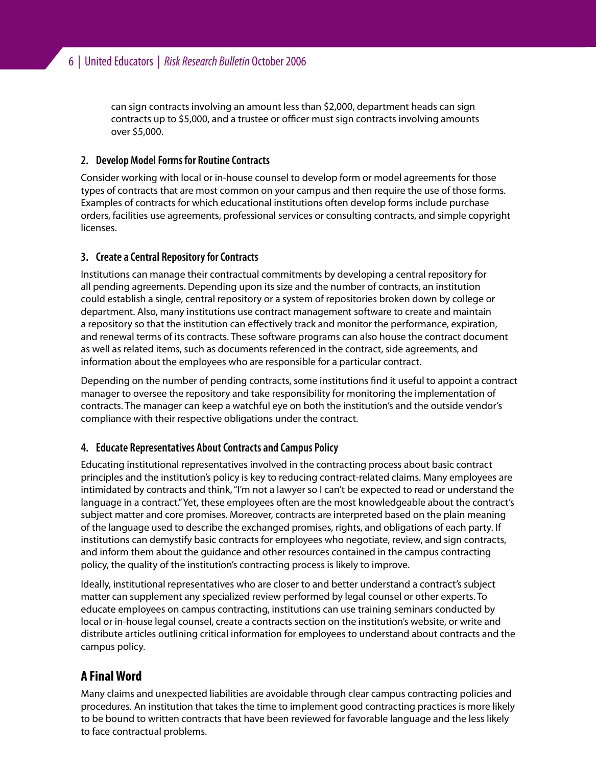can sign contracts involving an amount less than $2,000, department heads can sign contracts up to $5,000, and a trustee or officer must sign contracts involving amounts over $5,000.

### 2. Develop Model Forms for Routine Contracts

Consider working with local or in-house counsel to develop form or model agreements for those types of contracts that are most common on your campus and then require the use of those forms. Examples of contracts for which educational institutions often develop forms include purchase orders, facilities use agreements, professional services or consulting contracts, and simple copyright licenses.

### 3. Create a Central Repository for Contracts

Institutions can manage their contractual commitments by developing a central repository for all pending agreements. Depending upon its size and the number of contracts, an institution could establish a single, central repository or a system of repositories broken down by college or department. Also, many institutions use contract management software to create and maintain a repository so that the institution can effectively track and monitor the performance, expiration, and renewal terms of its contracts. These software programs can also house the contract document as well as related items, such as documents referenced in the contract, side agreements, and information about the employees who are responsible for a particular contract.

Depending on the number of pending contracts, some institutions find it useful to appoint a contract manager to oversee the repository and take responsibility for monitoring the implementation of contracts. The manager can keep a watchful eye on both the institution's and the outside vendor's compliance with their respective obligations under the contract.

### 4. Educate Representatives About Contracts and Campus Policy

Educating institutional representatives involved in the contracting process about basic contract principles and the institution's policy is key to reducing contract-related claims. Many employees are intimidated by contracts and think, "I'm not a lawyer so I can't be expected to read or understand the language in a contract." Yet, these employees often are the most knowledgeable about the contract's subject matter and core promises. Moreover, contracts are interpreted based on the plain meaning of the language used to describe the exchanged promises, rights, and obligations of each party. If institutions can demystify basic contracts for employees who negotiate, review, and sign contracts, and inform them about the guidance and other resources contained in the campus contracting policy, the quality of the institution's contracting process is likely to improve.

Ideally, institutional representatives who are closer to and better understand a contract's subject matter can supplement any specialized review performed by legal counsel or other experts. To educate employees on campus contracting, institutions can use training seminars conducted by local or in-house legal counsel, create a contracts section on the institution's website, or write and distribute articles outlining critical information for employees to understand about contracts and the campus policy.

## A Final Word

Many claims and unexpected liabilities are avoidable through clear campus contracting policies and procedures. An institution that takes the time to implement good contracting practices is more likely to be bound to written contracts that have been reviewed for favorable language and the less likely to face contractual problems.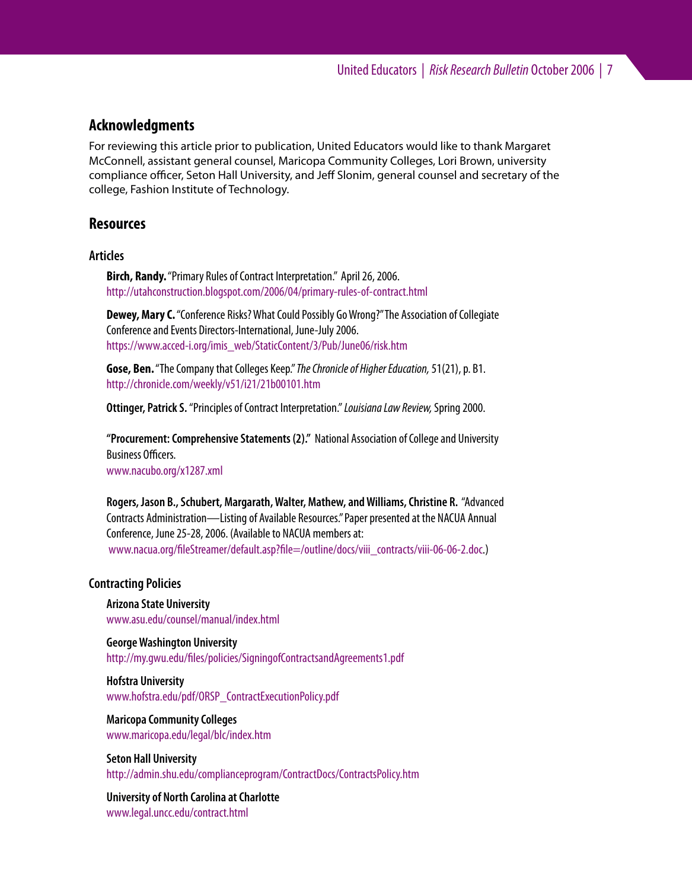## Acknowledgments

For reviewing this article prior to publication, United Educators would like to thank Margaret McConnell, assistant general counsel, Maricopa Community Colleges, Lori Brown, university compliance officer, Seton Hall University, and Jeff Slonim, general counsel and secretary of the college, Fashion Institute of Technology.

## Resources

### Articles

**Birch, Randy.** "Primary Rules of Contract Interpretation." April 26, 2006.
http://utahconstruction.blogspot.com/2006/04/primary-rules-of-contract.html

**Dewey, Mary C.** "Conference Risks? What Could Possibly Go Wrong?" The Association of Collegiate Conference and Events Directors-International, June-July 2006.
https://www.acced-i.org/imis_web/StaticContent/3/Pub/June06/risk.htm

**Gose, Ben.** "The Company that Colleges Keep." *The Chronicle of Higher Education,* 51(21), p. B1.
http://chronicle.com/weekly/v51/i21/21b00101.htm

**Ottinger, Patrick S.** "Principles of Contract Interpretation." *Louisiana Law Review,* Spring 2000.

"**Procurement: Comprehensive Statements (2).**" National Association of College and University Business Officers.
www.nacubo.org/x1287.xml

**Rogers, Jason B., Schubert, Margarath, Walter, Mathew, and Williams, Christine R.** "Advanced Contracts Administration—Listing of Available Resources." Paper presented at the NACUA Annual Conference, June 25-28, 2006. (Available to NACUA members at: www.nacua.org/fileStreamer/default.asp?file=/outline/docs/viii_contracts/viii-06-06-2.doc.)

### Contracting Policies

**Arizona State University**
www.asu.edu/counsel/manual/index.html

**George Washington University**
http://my.gwu.edu/files/policies/SigningofContractsandAgreements1.pdf

**Hofstra University**
www.hofstra.edu/pdf/ORSP_ContractExecutionPolicy.pdf

**Maricopa Community Colleges**
www.maricopa.edu/legal/blc/index.htm

**Seton Hall University**
http://admin.shu.edu/complianceprogram/ContractDocs/ContractsPolicy.htm

**University of North Carolina at Charlotte**
www.legal.uncc.edu/contract.html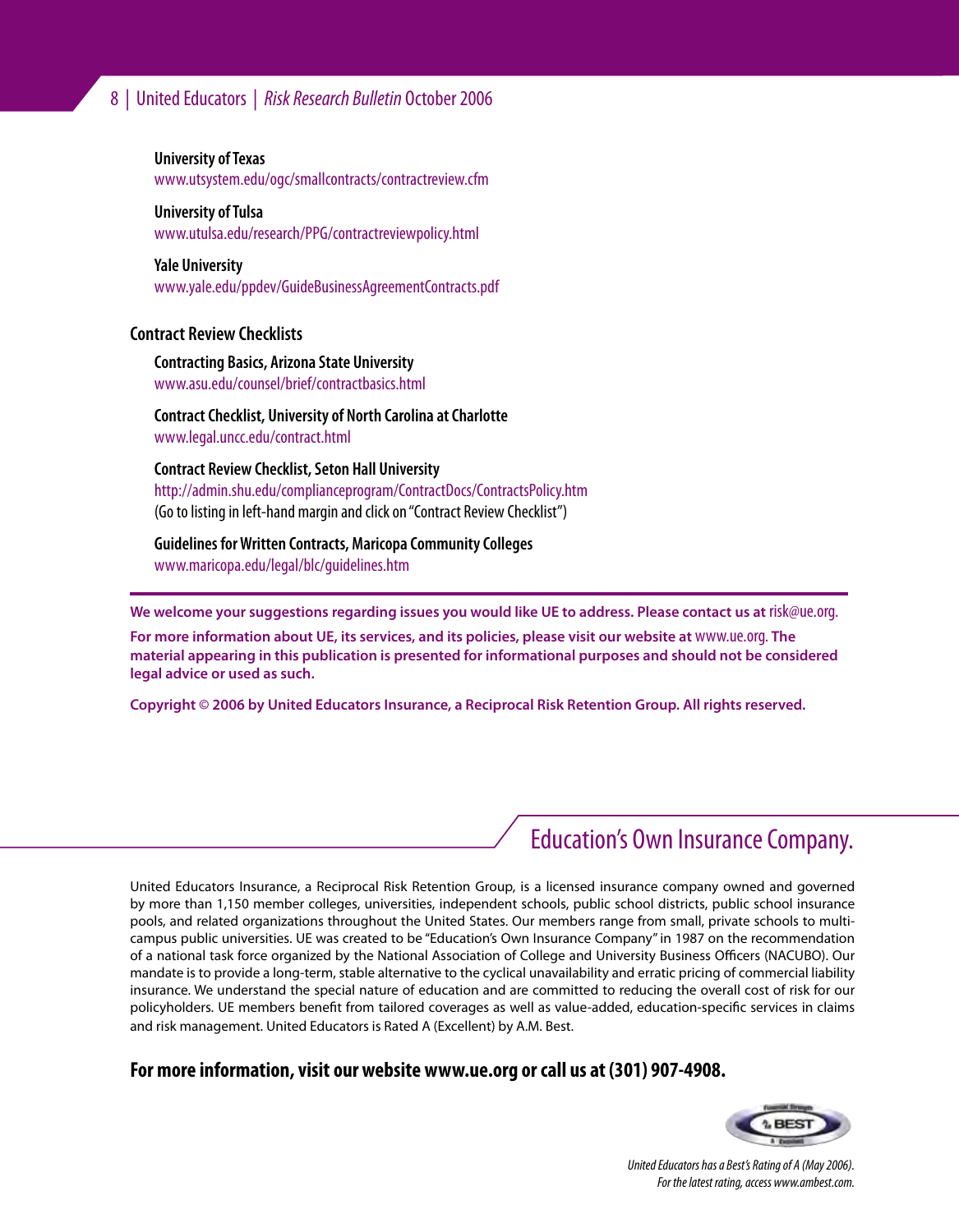**University of Texas**
www.utsystem.edu/ogc/smallcontracts/contractreview.cfm

**University of Tulsa**
www.utulsa.edu/research/PPG/contractreviewpolicy.html

**Yale University**
www.yale.edu/ppdev/GuideBusinessAgreementContracts.pdf

### Contract Review Checklists

**Contracting Basics, Arizona State University**
www.asu.edu/counsel/brief/contractbasics.html

**Contract Checklist, University of North Carolina at Charlotte**
www.legal.uncc.edu/contract.html

**Contract Review Checklist, Seton Hall University**
http://admin.shu.edu/complianceprogram/ContractDocs/ContractsPolicy.htm
(Go to listing in left-hand margin and click on "Contract Review Checklist")

**Guidelines for Written Contracts, Maricopa Community Colleges**
www.maricopa.edu/legal/blc/guidelines.htm

---

**We welcome your suggestions regarding issues you would like UE to address. Please contact us at** risk@ue.org.

**For more information about UE, its services, and its policies, please visit our website at** www.ue.org. **The material appearing in this publication is presented for informational purposes and should not be considered legal advice or used as such.**

**Copyright © 2006 by United Educators Insurance, a Reciprocal Risk Retention Group. All rights reserved.**

## Education's Own Insurance Company.

United Educators Insurance, a Reciprocal Risk Retention Group, is a licensed insurance company owned and governed by more than 1,150 member colleges, universities, independent schools, public school districts, public school insurance pools, and related organizations throughout the United States. Our members range from small, private schools to multi-campus public universities. UE was created to be "Education's Own Insurance Company" in 1987 on the recommendation of a national task force organized by the National Association of College and University Business Officers (NACUBO). Our mandate is to provide a long-term, stable alternative to the cyclical unavailability and erratic pricing of commercial liability insurance. We understand the special nature of education and are committed to reducing the overall cost of risk for our policyholders. UE members benefit from tailored coverages as well as value-added, education-specific services in claims and risk management. United Educators is Rated A (Excellent) by A.M. Best.

**For more information, visit our website www.ue.org or call us at (301) 907-4908.**

*United Educators has a Best's Rating of A (May 2006). For the latest rating, access www.ambest.com.*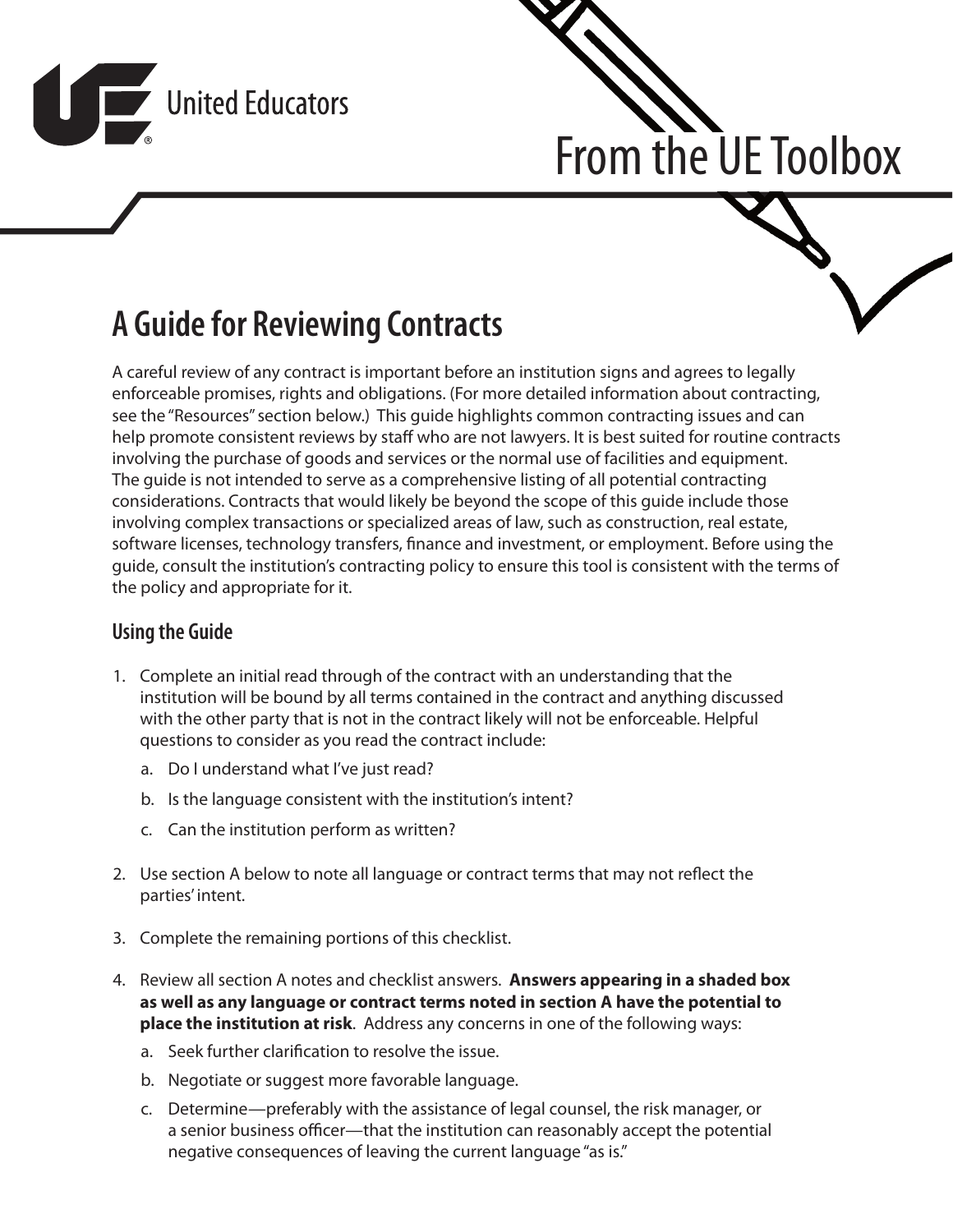United Educators

# From the UE Toolbox

## A Guide for Reviewing Contracts

A careful review of any contract is important before an institution signs and agrees to legally enforceable promises, rights and obligations. (For more detailed information about contracting, see the "Resources" section below.) This guide highlights common contracting issues and can help promote consistent reviews by staff who are not lawyers. It is best suited for routine contracts involving the purchase of goods and services or the normal use of facilities and equipment. The guide is not intended to serve as a comprehensive listing of all potential contracting considerations. Contracts that would likely be beyond the scope of this guide include those involving complex transactions or specialized areas of law, such as construction, real estate, software licenses, technology transfers, finance and investment, or employment. Before using the guide, consult the institution's contracting policy to ensure this tool is consistent with the terms of the policy and appropriate for it.

### Using the Guide

1. Complete an initial read through of the contract with an understanding that the institution will be bound by all terms contained in the contract and anything discussed with the other party that is not in the contract likely will not be enforceable. Helpful questions to consider as you read the contract include:
   a. Do I understand what I've just read?
   b. Is the language consistent with the institution's intent?
   c. Can the institution perform as written?
2. Use section A below to note all language or contract terms that may not reflect the parties' intent.
3. Complete the remaining portions of this checklist.
4. Review all section A notes and checklist answers. **Answers appearing in a shaded box as well as any language or contract terms noted in section A have the potential to place the institution at risk**. Address any concerns in one of the following ways:
   a. Seek further clarification to resolve the issue.
   b. Negotiate or suggest more favorable language.
   c. Determine—preferably with the assistance of legal counsel, the risk manager, or a senior business officer—that the institution can reasonably accept the potential negative consequences of leaving the current language "as is."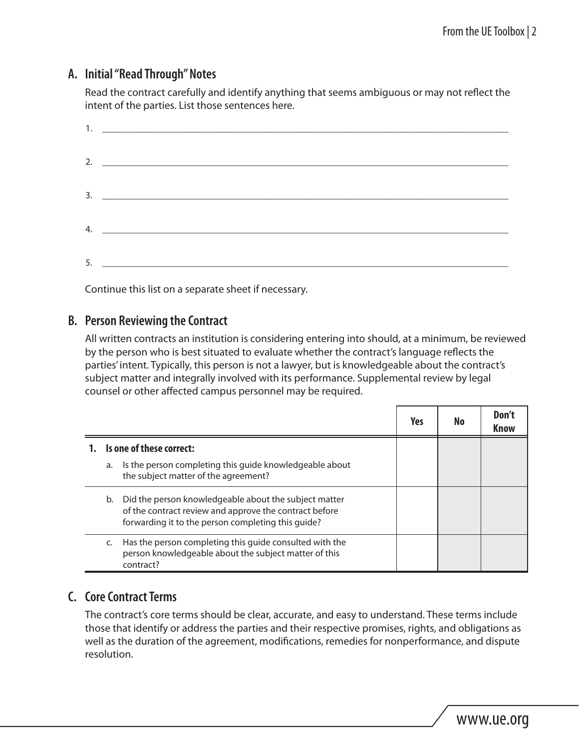## A. Initial "Read Through" Notes

Read the contract carefully and identify anything that seems ambiguous or may not reflect the intent of the parties. List those sentences here.

1. ______________________________________________________________________

2. ______________________________________________________________________

3. ______________________________________________________________________

4. ______________________________________________________________________

5. ______________________________________________________________________

Continue this list on a separate sheet if necessary.

## B. Person Reviewing the Contract

All written contracts an institution is considering entering into should, at a minimum, be reviewed by the person who is best situated to evaluate whether the contract's language reflects the parties' intent. Typically, this person is not a lawyer, but is knowledgeable about the contract's subject matter and integrally involved with its performance. Supplemental review by legal counsel or other affected campus personnel may be required.

| | Yes | No | Don't Know |
|---|---|---|---|
| **1. Is one of these correct:** | | | |
| a. Is the person completing this guide knowledgeable about the subject matter of the agreement? | | | |
| b. Did the person knowledgeable about the subject matter of the contract review and approve the contract before forwarding it to the person completing this guide? | | | |
| c. Has the person completing this guide consulted with the person knowledgeable about the subject matter of this contract? | | | |

## C. Core Contract Terms

The contract's core terms should be clear, accurate, and easy to understand. These terms include those that identify or address the parties and their respective promises, rights, and obligations as well as the duration of the agreement, modifications, remedies for nonperformance, and dispute resolution.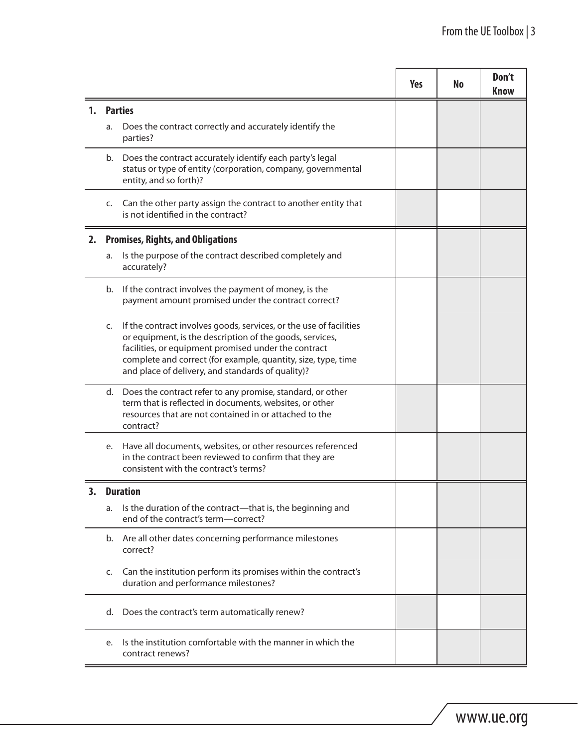| | Yes | No | Don't Know |
|---|---|---|---|
| **1. Parties** | | | |
| a. Does the contract correctly and accurately identify the parties? | | | |
| b. Does the contract accurately identify each party's legal status or type of entity (corporation, company, governmental entity, and so forth)? | | | |
| c. Can the other party assign the contract to another entity that is not identified in the contract? | | | |
| **2. Promises, Rights, and Obligations** | | | |
| a. Is the purpose of the contract described completely and accurately? | | | |
| b. If the contract involves the payment of money, is the payment amount promised under the contract correct? | | | |
| c. If the contract involves goods, services, or the use of facilities or equipment, is the description of the goods, services, facilities, or equipment promised under the contract complete and correct (for example, quantity, size, type, time and place of delivery, and standards of quality)? | | | |
| d. Does the contract refer to any promise, standard, or other term that is reflected in documents, websites, or other resources that are not contained in or attached to the contract? | | | |
| e. Have all documents, websites, or other resources referenced in the contract been reviewed to confirm that they are consistent with the contract's terms? | | | |
| **3. Duration** | | | |
| a. Is the duration of the contract—that is, the beginning and end of the contract's term—correct? | | | |
| b. Are all other dates concerning performance milestones correct? | | | |
| c. Can the institution perform its promises within the contract's duration and performance milestones? | | | |
| d. Does the contract's term automatically renew? | | | |
| e. Is the institution comfortable with the manner in which the contract renews? | | | |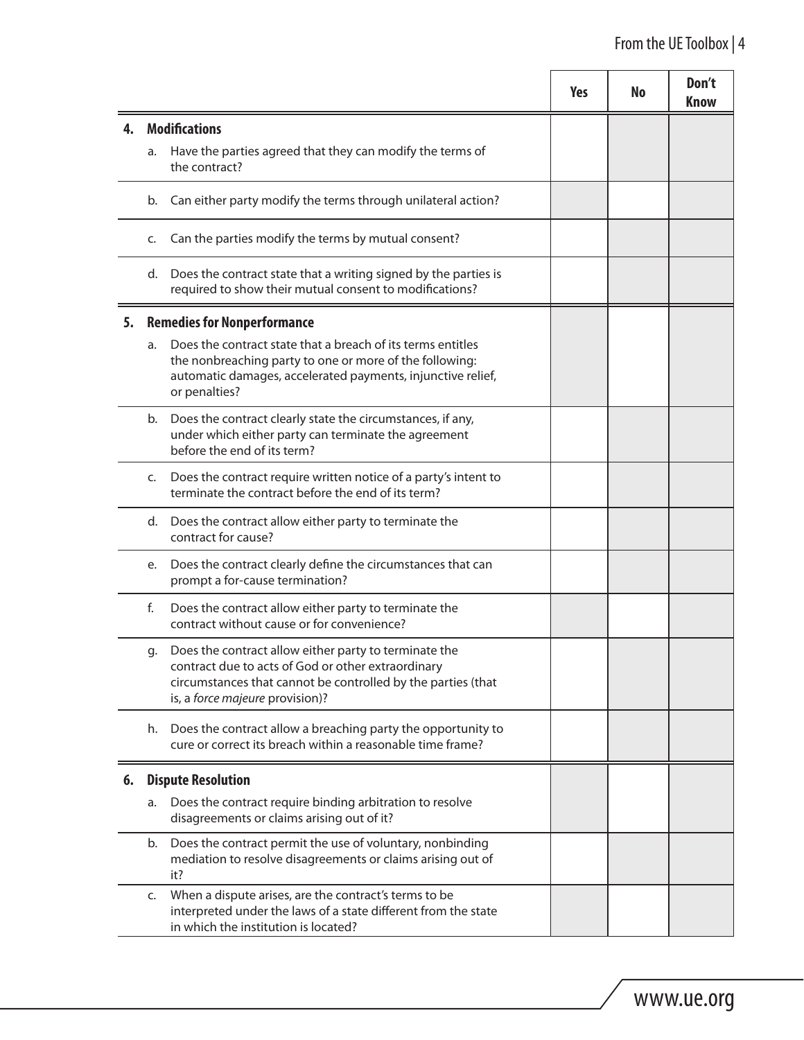| | Yes | No | Don't Know |
|---|---|---|---|
| **4. Modifications** | | | |
| a. Have the parties agreed that they can modify the terms of the contract? | | | |
| b. Can either party modify the terms through unilateral action? | | | |
| c. Can the parties modify the terms by mutual consent? | | | |
| d. Does the contract state that a writing signed by the parties is required to show their mutual consent to modifications? | | | |
| **5. Remedies for Nonperformance** | | | |
| a. Does the contract state that a breach of its terms entitles the nonbreaching party to one or more of the following: automatic damages, accelerated payments, injunctive relief, or penalties? | | | |
| b. Does the contract clearly state the circumstances, if any, under which either party can terminate the agreement before the end of its term? | | | |
| c. Does the contract require written notice of a party's intent to terminate the contract before the end of its term? | | | |
| d. Does the contract allow either party to terminate the contract for cause? | | | |
| e. Does the contract clearly define the circumstances that can prompt a for-cause termination? | | | |
| f. Does the contract allow either party to terminate the contract without cause or for convenience? | | | |
| g. Does the contract allow either party to terminate the contract due to acts of God or other extraordinary circumstances that cannot be controlled by the parties (that is, a *force majeure* provision)? | | | |
| h. Does the contract allow a breaching party the opportunity to cure or correct its breach within a reasonable time frame? | | | |
| **6. Dispute Resolution** | | | |
| a. Does the contract require binding arbitration to resolve disagreements or claims arising out of it? | | | |
| b. Does the contract permit the use of voluntary, nonbinding mediation to resolve disagreements or claims arising out of it? | | | |
| c. When a dispute arises, are the contract's terms to be interpreted under the laws of a state different from the state in which the institution is located? | | | |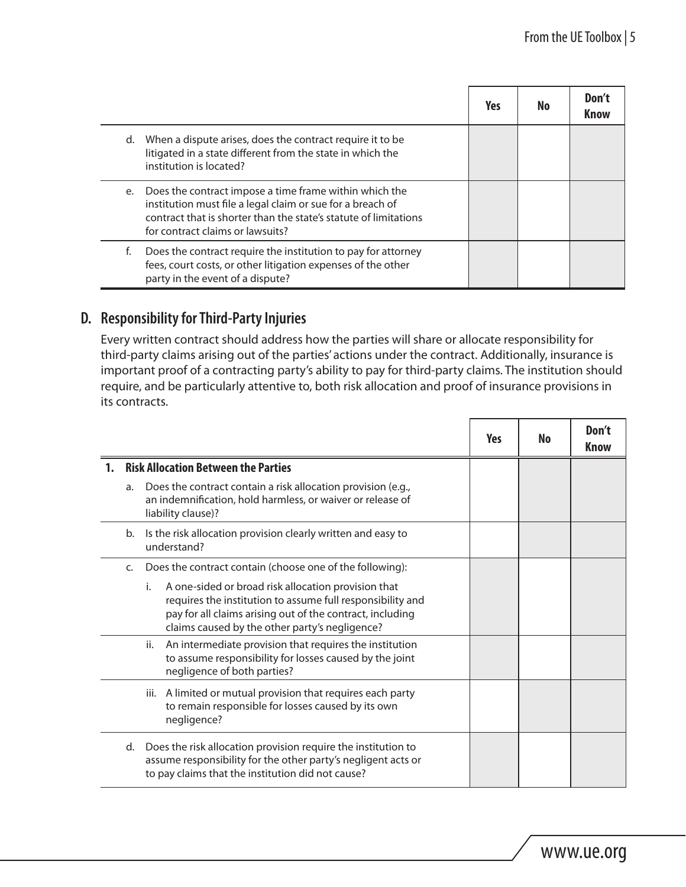| | Yes | No | Don't Know |
|---|---|---|---|
| d. When a dispute arises, does the contract require it to be litigated in a state different from the state in which the institution is located? | | | |
| e. Does the contract impose a time frame within which the institution must file a legal claim or sue for a breach of contract that is shorter than the state's statute of limitations for contract claims or lawsuits? | | | |
| f. Does the contract require the institution to pay for attorney fees, court costs, or other litigation expenses of the other party in the event of a dispute? | | | |

## D. Responsibility for Third-Party Injuries

Every written contract should address how the parties will share or allocate responsibility for third-party claims arising out of the parties' actions under the contract. Additionally, insurance is important proof of a contracting party's ability to pay for third-party claims. The institution should require, and be particularly attentive to, both risk allocation and proof of insurance provisions in its contracts.

| | Yes | No | Don't Know |
|---|---|---|---|
| **1. Risk Allocation Between the Parties** | | | |
| a. Does the contract contain a risk allocation provision (e.g., an indemnification, hold harmless, or waiver or release of liability clause)? | | | |
| b. Is the risk allocation provision clearly written and easy to understand? | | | |
| c. Does the contract contain (choose one of the following): | | | |
| i. A one-sided or broad risk allocation provision that requires the institution to assume full responsibility and pay for all claims arising out of the contract, including claims caused by the other party's negligence? | | | |
| ii. An intermediate provision that requires the institution to assume responsibility for losses caused by the joint negligence of both parties? | | | |
| iii. A limited or mutual provision that requires each party to remain responsible for losses caused by its own negligence? | | | |
| d. Does the risk allocation provision require the institution to assume responsibility for the other party's negligent acts or to pay claims that the institution did not cause? | | | |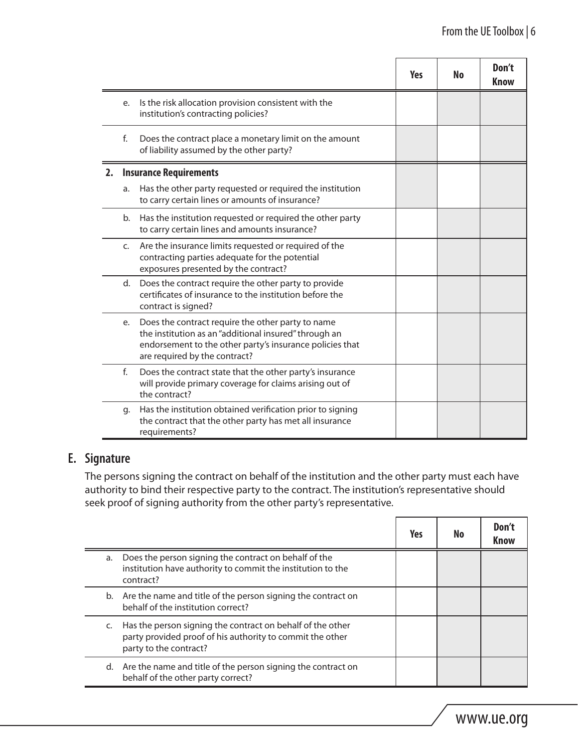| | Yes | No | Don't Know |
|---|---|---|---|
| e. Is the risk allocation provision consistent with the institution's contracting policies? | | | |
| f. Does the contract place a monetary limit on the amount of liability assumed by the other party? | | | |
| **2. Insurance Requirements** | | | |
| a. Has the other party requested or required the institution to carry certain lines or amounts of insurance? | | | |
| b. Has the institution requested or required the other party to carry certain lines and amounts insurance? | | | |
| c. Are the insurance limits requested or required of the contracting parties adequate for the potential exposures presented by the contract? | | | |
| d. Does the contract require the other party to provide certificates of insurance to the institution before the contract is signed? | | | |
| e. Does the contract require the other party to name the institution as an "additional insured" through an endorsement to the other party's insurance policies that are required by the contract? | | | |
| f. Does the contract state that the other party's insurance will provide primary coverage for claims arising out of the contract? | | | |
| g. Has the institution obtained verification prior to signing the contract that the other party has met all insurance requirements? | | | |

## E. Signature

The persons signing the contract on behalf of the institution and the other party must each have authority to bind their respective party to the contract. The institution's representative should seek proof of signing authority from the other party's representative.

| | Yes | No | Don't Know |
|---|---|---|---|
| a. Does the person signing the contract on behalf of the institution have authority to commit the institution to the contract? | | | |
| b. Are the name and title of the person signing the contract on behalf of the institution correct? | | | |
| c. Has the person signing the contract on behalf of the other party provided proof of his authority to commit the other party to the contract? | | | |
| d. Are the name and title of the person signing the contract on behalf of the other party correct? | | | |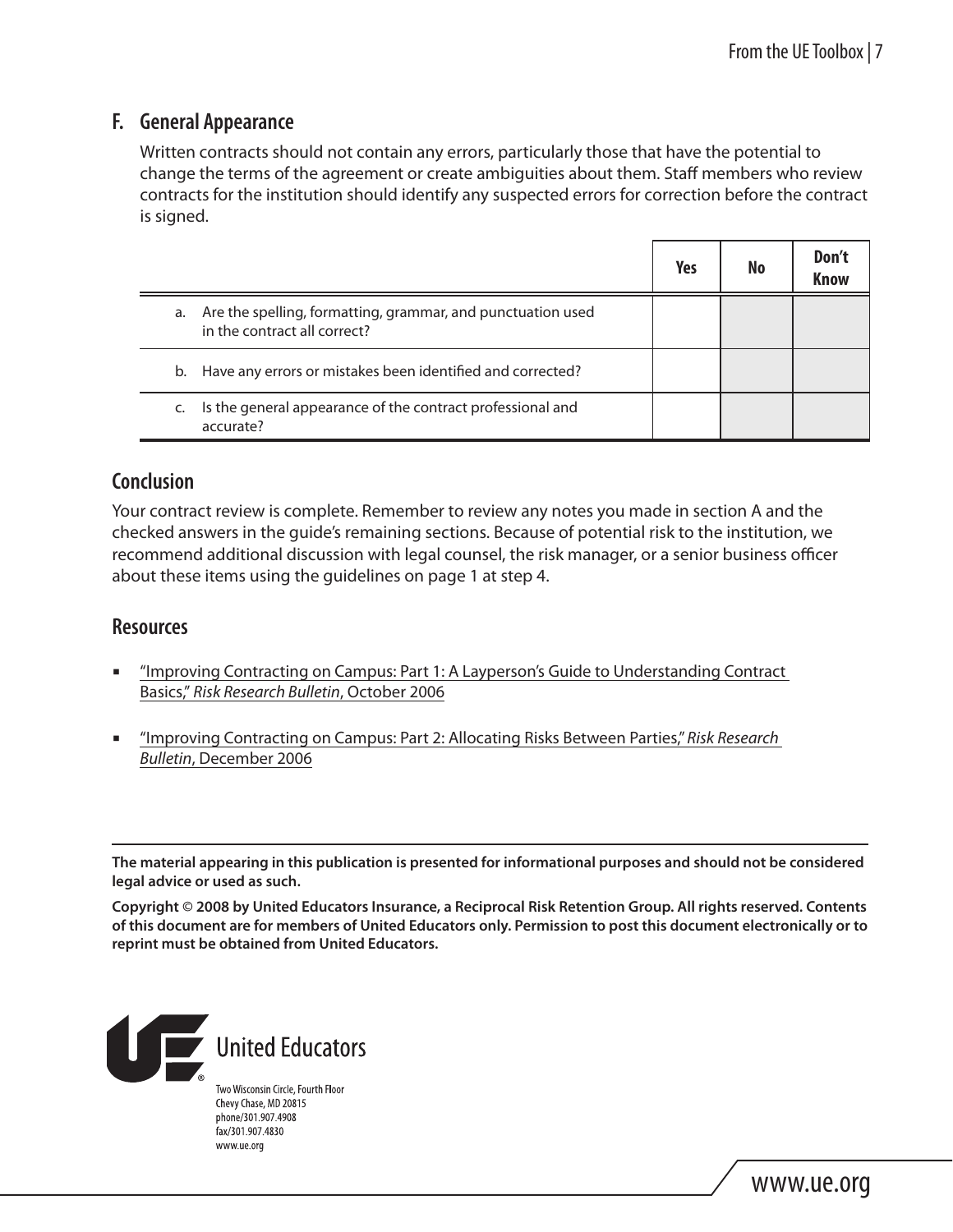## F. General Appearance

Written contracts should not contain any errors, particularly those that have the potential to change the terms of the agreement or create ambiguities about them. Staff members who review contracts for the institution should identify any suspected errors for correction before the contract is signed.

| | Yes | No | Don't Know |
|---|---|---|---|
| a. Are the spelling, formatting, grammar, and punctuation used in the contract all correct? | | | |
| b. Have any errors or mistakes been identified and corrected? | | | |
| c. Is the general appearance of the contract professional and accurate? | | | |

## Conclusion

Your contract review is complete. Remember to review any notes you made in section A and the checked answers in the guide's remaining sections. Because of potential risk to the institution, we recommend additional discussion with legal counsel, the risk manager, or a senior business officer about these items using the guidelines on page 1 at step 4.

## Resources

- "Improving Contracting on Campus: Part 1: A Layperson's Guide to Understanding Contract Basics," *Risk Research Bulletin*, October 2006
- "Improving Contracting on Campus: Part 2: Allocating Risks Between Parties," *Risk Research Bulletin*, December 2006

**The material appearing in this publication is presented for informational purposes and should not be considered legal advice or used as such.**

**Copyright © 2008 by United Educators Insurance, a Reciprocal Risk Retention Group. All rights reserved. Contents of this document are for members of United Educators only. Permission to post this document electronically or to reprint must be obtained from United Educators.**

United Educators

Two Wisconsin Circle, Fourth Floor
Chevy Chase, MD 20815
phone/301.907.4908
fax/301.907.4830
www.ue.org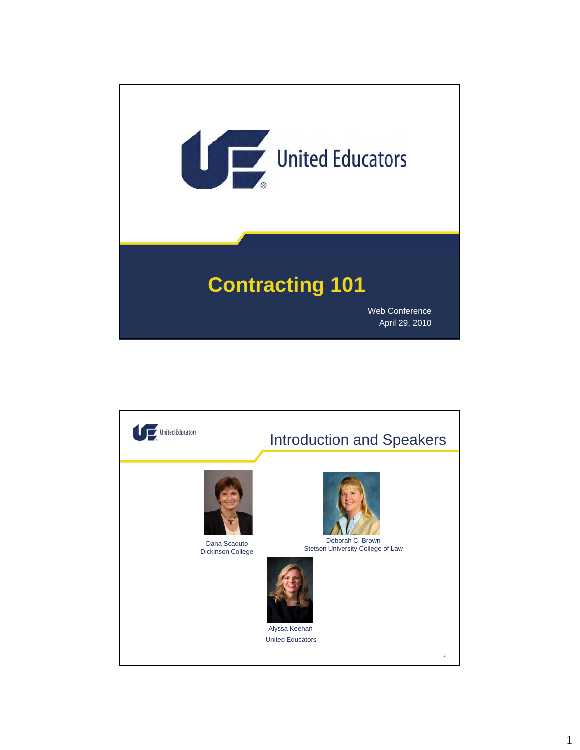# Contracting 101

Web Conference
April 29, 2010

## Introduction and Speakers

Dana Scaduto
Dickinson College

Deborah C. Brown
Stetson University College of Law

Alyssa Keehan
United Educators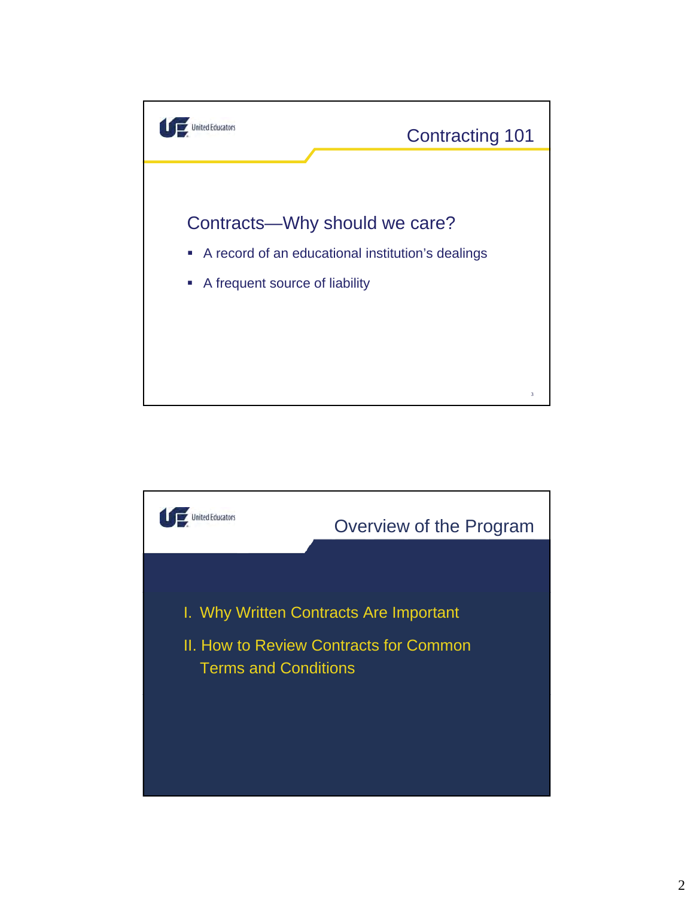## Contracting 101

### Contracts—Why should we care?

- A record of an educational institution's dealings
- A frequent source of liability

## Overview of the Program

I. Why Written Contracts Are Important

II. How to Review Contracts for Common Terms and Conditions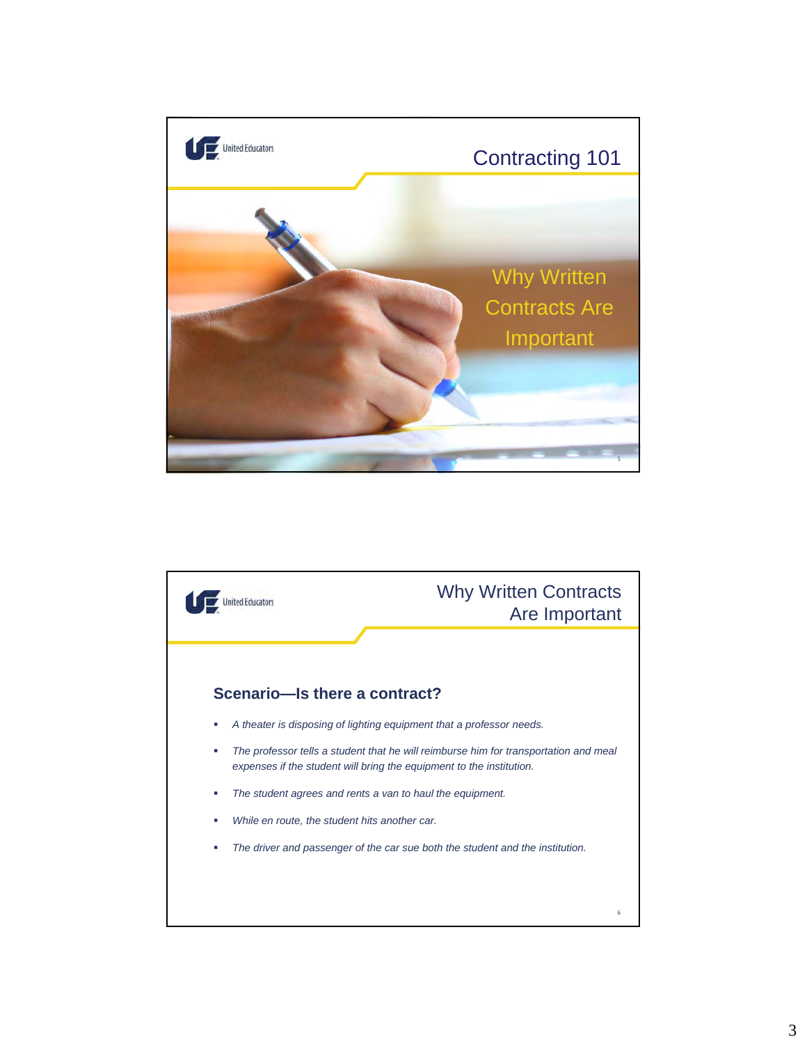United Educators

## Contracting 101

Why Written Contracts Are Important

United Educators

## Why Written Contracts Are Important

### Scenario—Is there a contract?

- *A theater is disposing of lighting equipment that a professor needs.*
- *The professor tells a student that he will reimburse him for transportation and meal expenses if the student will bring the equipment to the institution.*
- *The student agrees and rents a van to haul the equipment.*
- *While en route, the student hits another car.*
- *The driver and passenger of the car sue both the student and the institution.*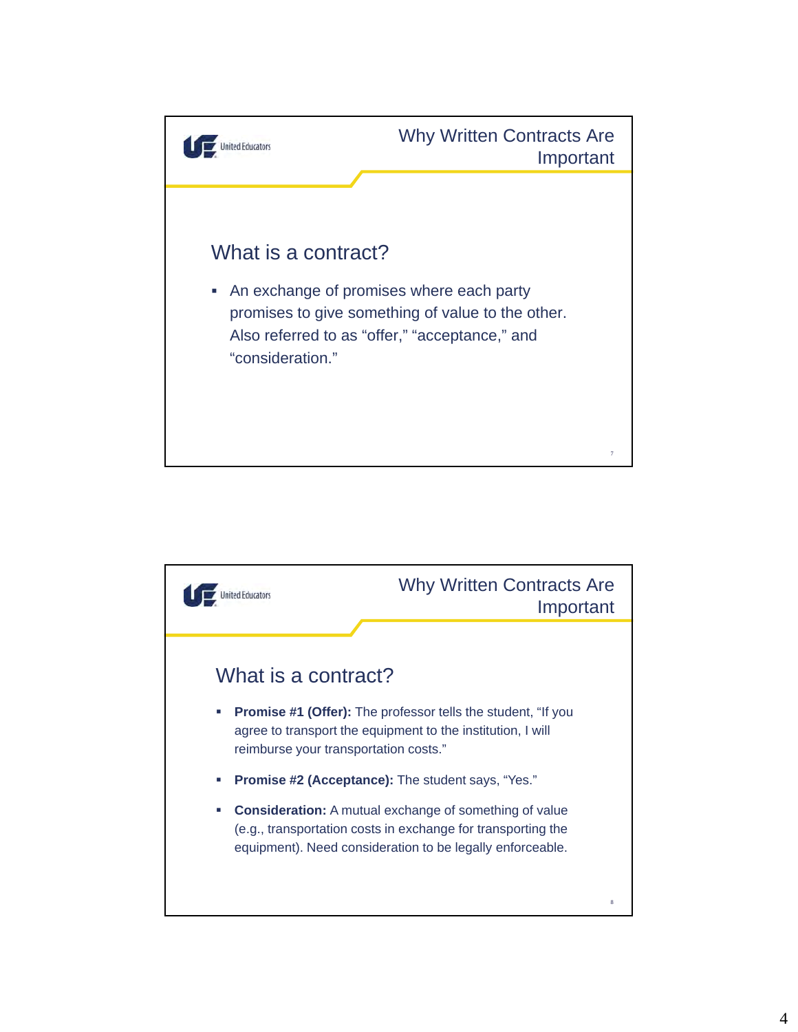## Why Written Contracts Are Important

### What is a contract?

- An exchange of promises where each party promises to give something of value to the other. Also referred to as "offer," "acceptance," and "consideration."

## Why Written Contracts Are Important

### What is a contract?

- **Promise #1 (Offer):** The professor tells the student, "If you agree to transport the equipment to the institution, I will reimburse your transportation costs."
- **Promise #2 (Acceptance):** The student says, "Yes."
- **Consideration:** A mutual exchange of something of value (e.g., transportation costs in exchange for transporting the equipment). Need consideration to be legally enforceable.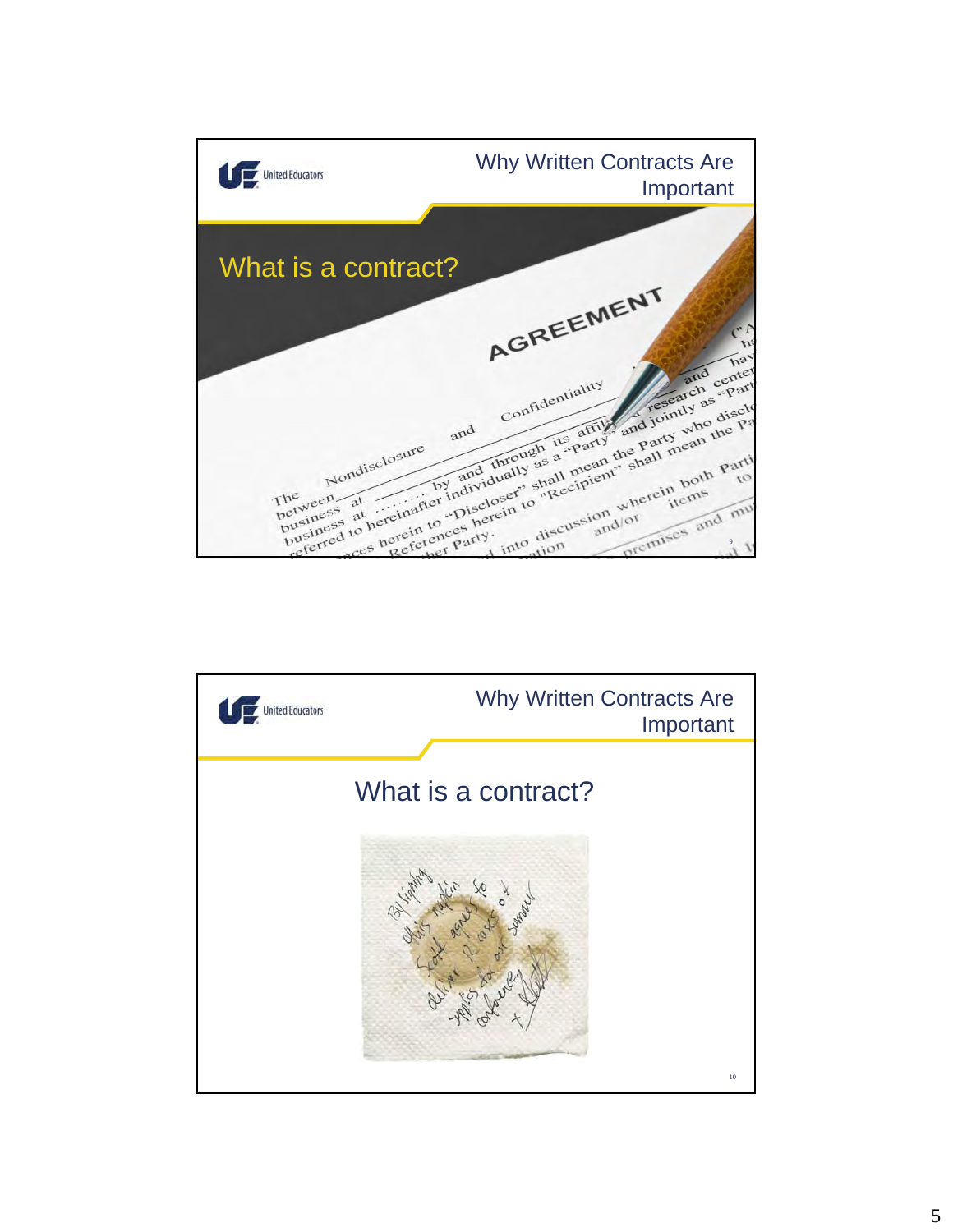## Why Written Contracts Are Important

### What is a contract?

---

## Why Written Contracts Are Important

### What is a contract?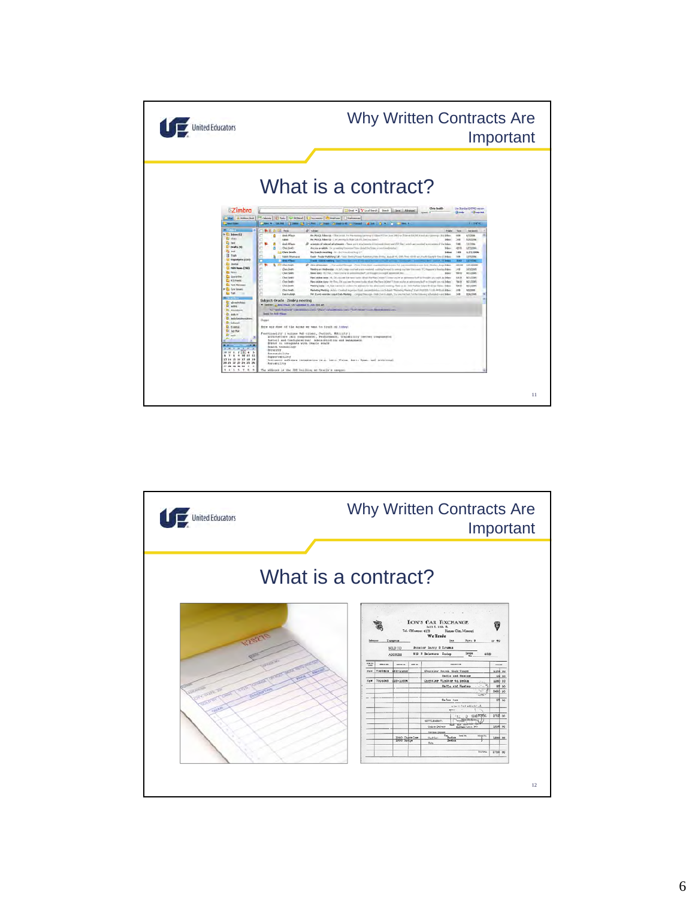## Why Written Contracts Are Important

### What is a contract?

## Why Written Contracts Are Important

### What is a contract?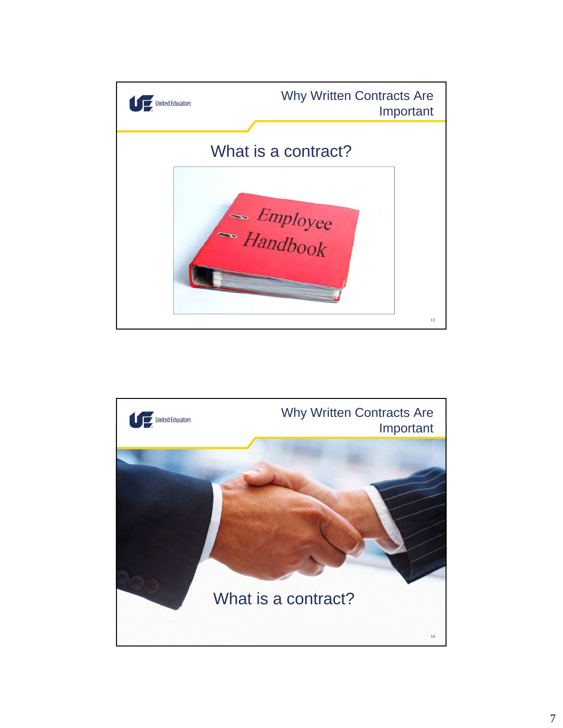## Why Written Contracts Are Important

### What is a contract?

Employee Handbook

## Why Written Contracts Are Important

### What is a contract?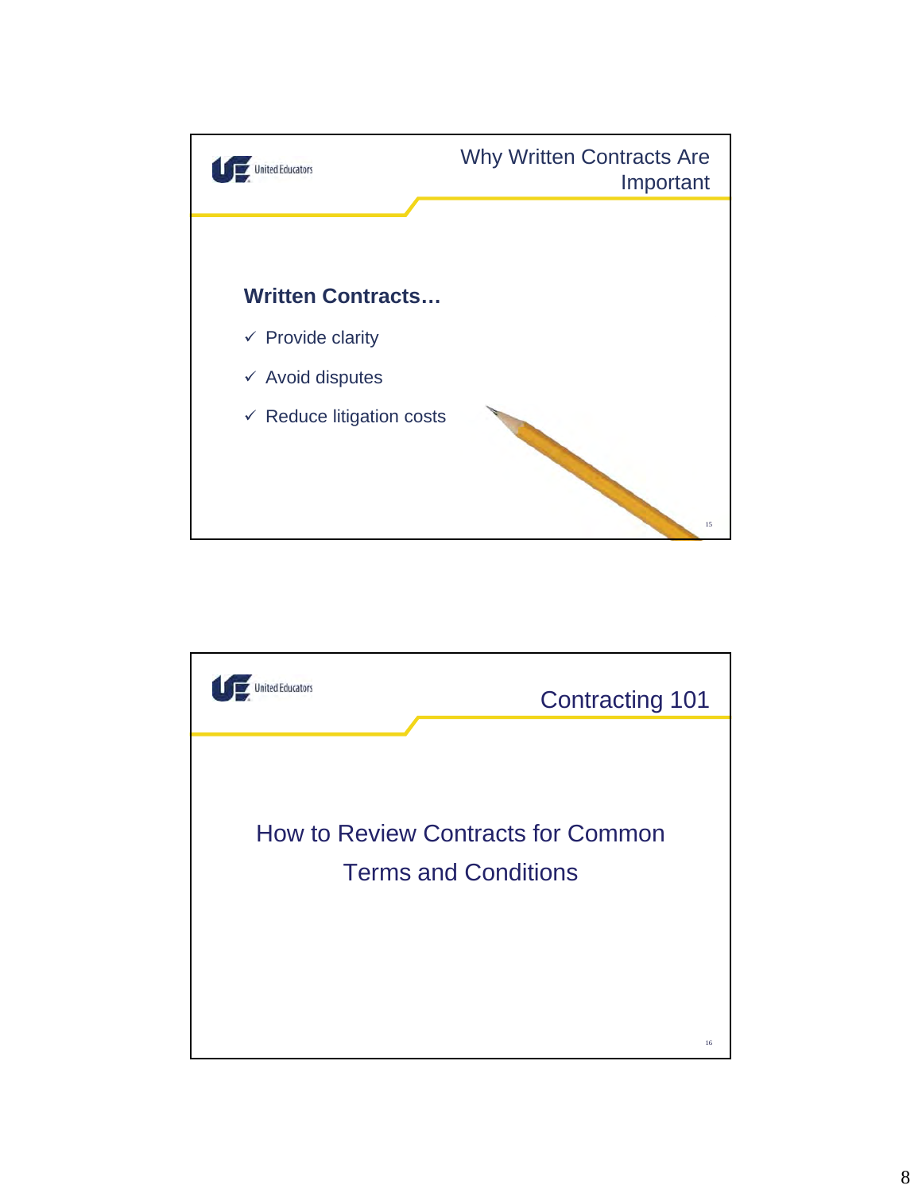## Why Written Contracts Are Important

**Written Contracts…**

- ✓ Provide clarity
- ✓ Avoid disputes
- ✓ Reduce litigation costs

## Contracting 101

How to Review Contracts for Common Terms and Conditions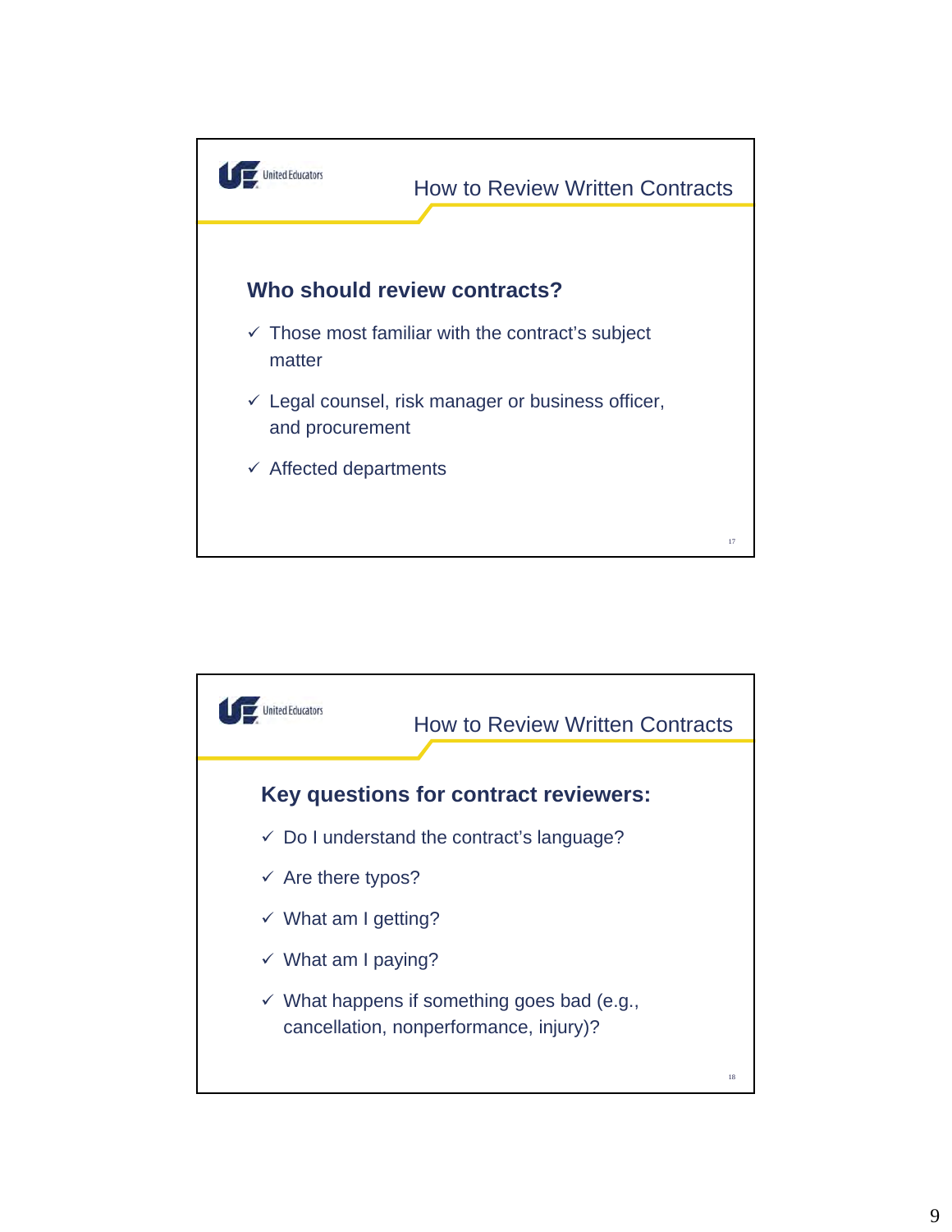## How to Review Written Contracts

### Who should review contracts?

- ✓ Those most familiar with the contract's subject matter
- ✓ Legal counsel, risk manager or business officer, and procurement
- ✓ Affected departments

## How to Review Written Contracts

### Key questions for contract reviewers:

- ✓ Do I understand the contract's language?
- ✓ Are there typos?
- ✓ What am I getting?
- ✓ What am I paying?
- ✓ What happens if something goes bad (e.g., cancellation, nonperformance, injury)?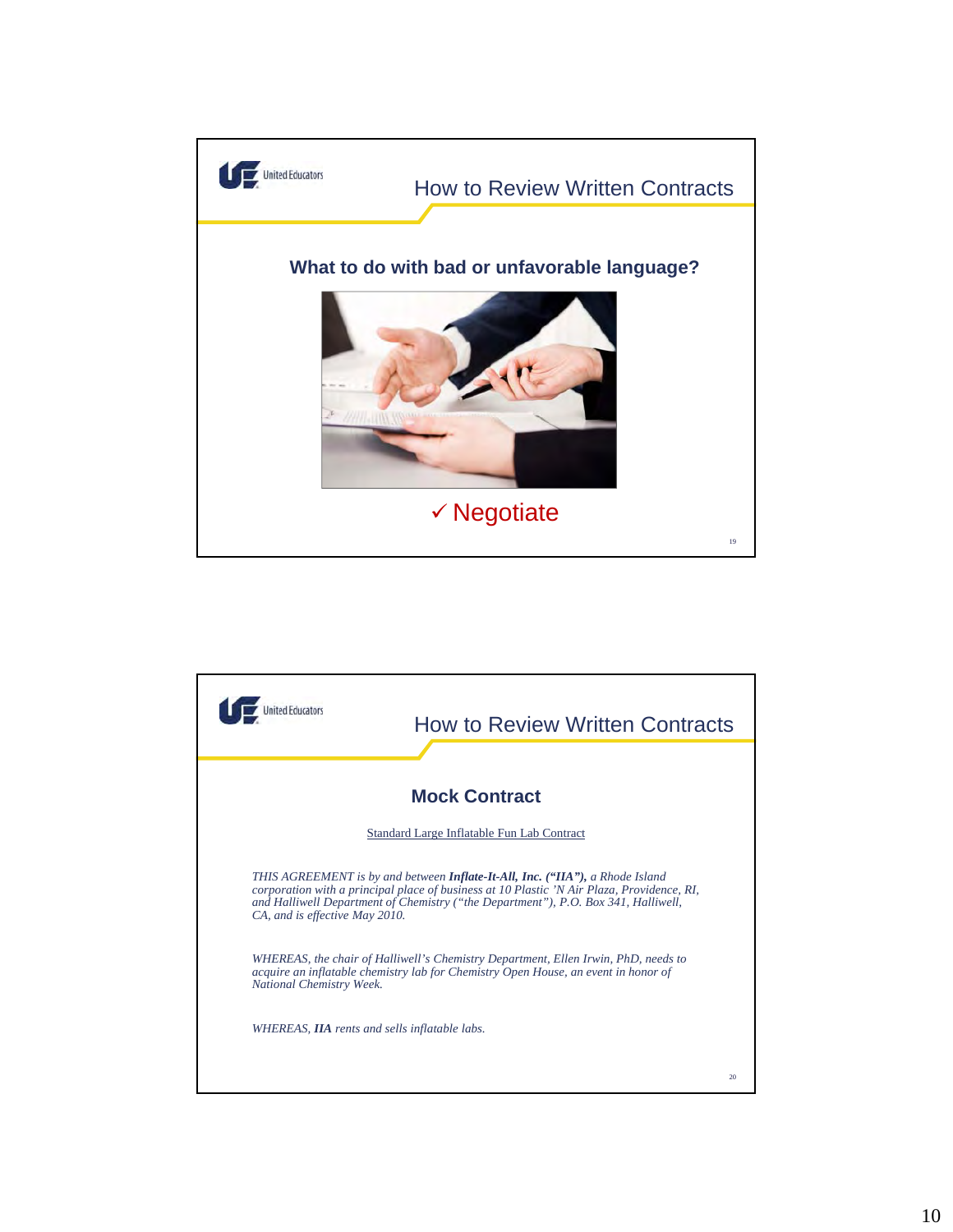## How to Review Written Contracts

### What to do with bad or unfavorable language?

✓ Negotiate

## How to Review Written Contracts

### Mock Contract

Standard Large Inflatable Fun Lab Contract

*THIS AGREEMENT is by and between **Inflate-It-All, Inc. ("IIA"),** a Rhode Island corporation with a principal place of business at 10 Plastic 'N Air Plaza, Providence, RI, and Halliwell Department of Chemistry ("the Department"), P.O. Box 341, Halliwell, CA, and is effective May 2010.*

*WHEREAS, the chair of Halliwell's Chemistry Department, Ellen Irwin, PhD, needs to acquire an inflatable chemistry lab for Chemistry Open House, an event in honor of National Chemistry Week.*

*WHEREAS, **IIA** rents and sells inflatable labs.*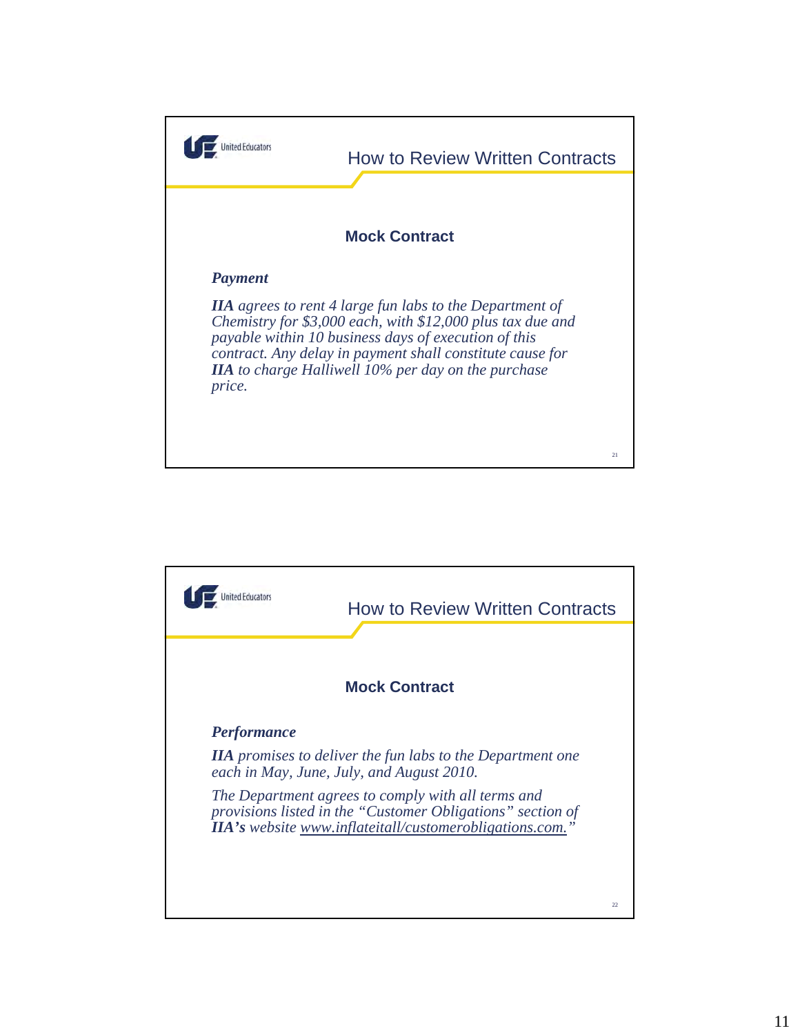## How to Review Written Contracts

### Mock Contract

***Payment***

***IIA*** *agrees to rent 4 large fun labs to the Department of Chemistry for $3,000 each, with $12,000 plus tax due and payable within 10 business days of execution of this contract. Any delay in payment shall constitute cause for* ***IIA*** *to charge Halliwell 10% per day on the purchase price.*

## How to Review Written Contracts

### Mock Contract

***Performance***

***IIA*** *promises to deliver the fun labs to the Department one each in May, June, July, and August 2010.*

*The Department agrees to comply with all terms and provisions listed in the "Customer Obligations" section of* ***IIA's*** *website www.inflateitall/customerobligations.com."*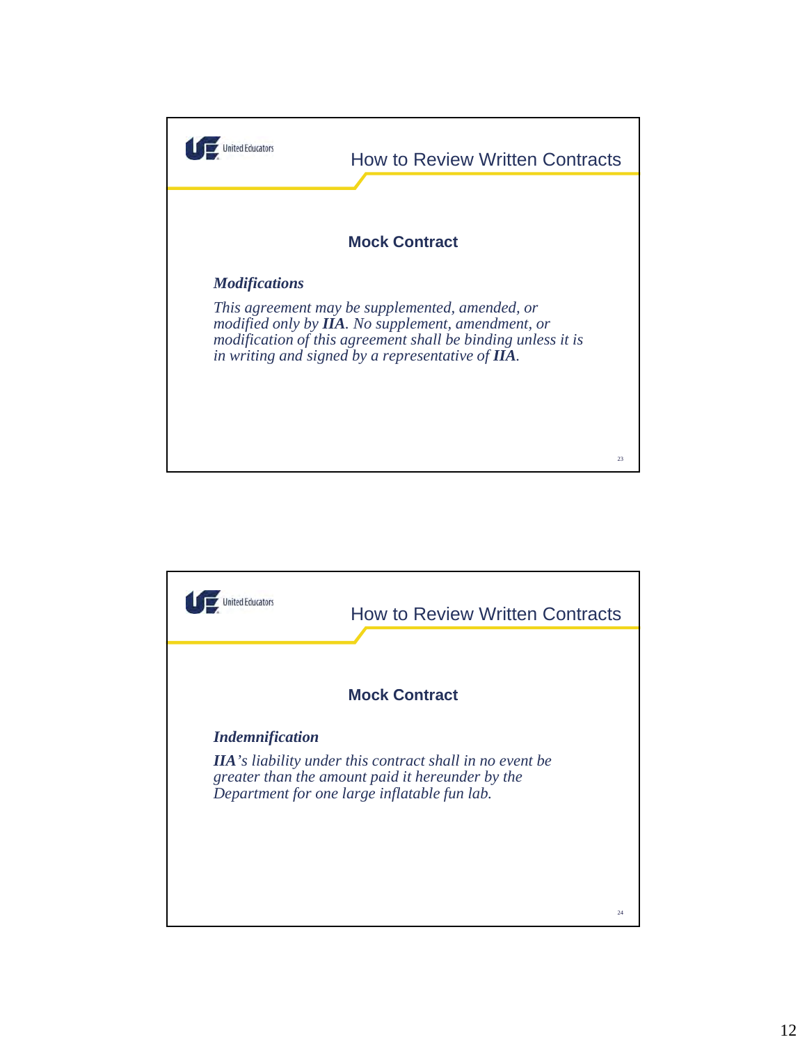## How to Review Written Contracts

### Mock Contract

***Modifications***

*This agreement may be supplemented, amended, or modified only by **IIA**. No supplement, amendment, or modification of this agreement shall be binding unless it is in writing and signed by a representative of **IIA**.*

## How to Review Written Contracts

### Mock Contract

***Indemnification***

***IIA**'s liability under this contract shall in no event be greater than the amount paid it hereunder by the Department for one large inflatable fun lab.*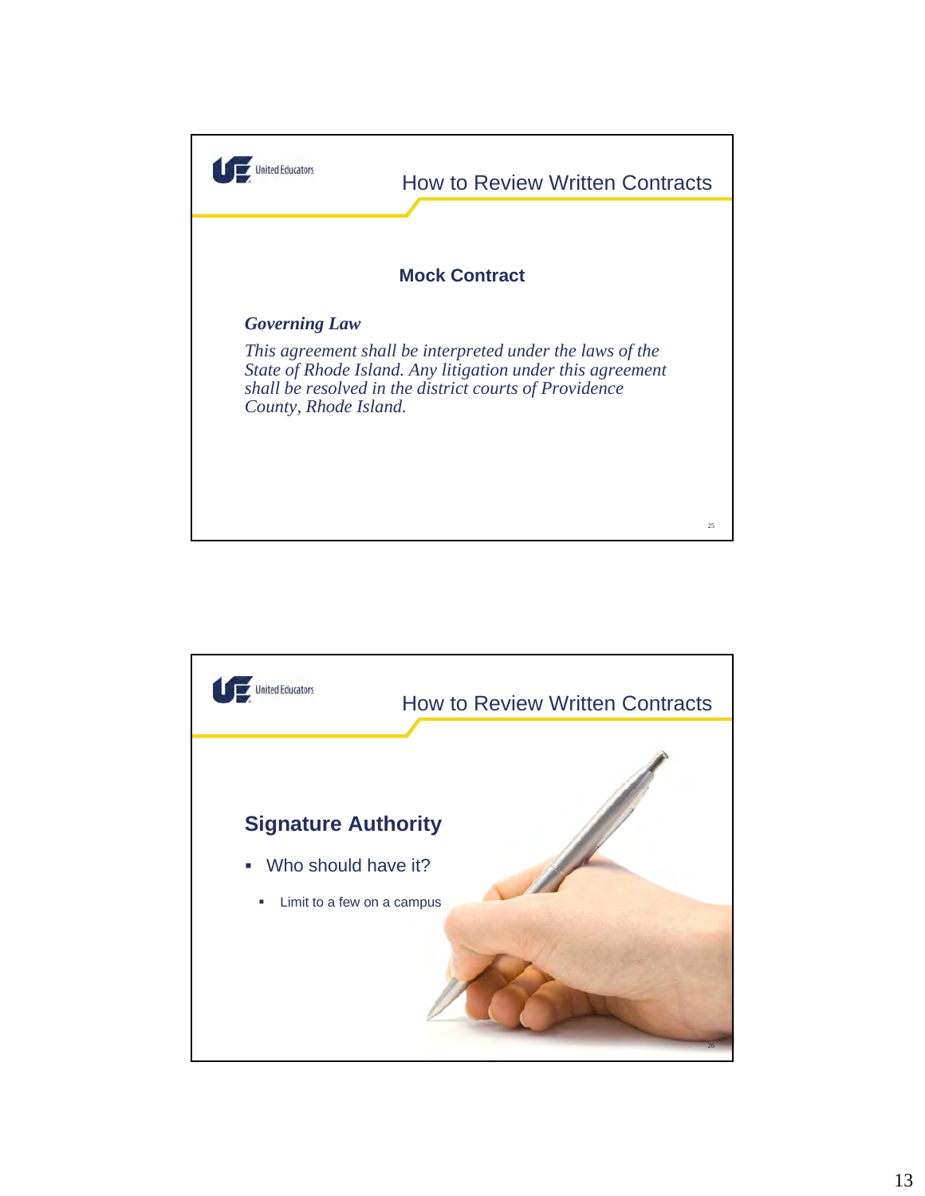## How to Review Written Contracts

### Mock Contract

***Governing Law***

*This agreement shall be interpreted under the laws of the State of Rhode Island. Any litigation under this agreement shall be resolved in the district courts of Providence County, Rhode Island.*

## How to Review Written Contracts

### Signature Authority

- Who should have it?
  - Limit to a few on a campus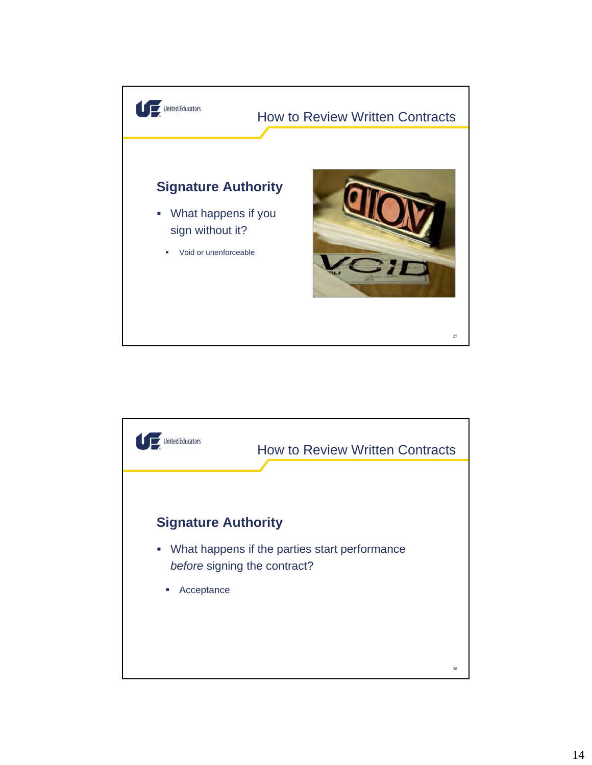## How to Review Written Contracts

### Signature Authority

- What happens if you sign without it?
  - Void or unenforceable

## How to Review Written Contracts

### Signature Authority

- What happens if the parties start performance *before* signing the contract?
  - Acceptance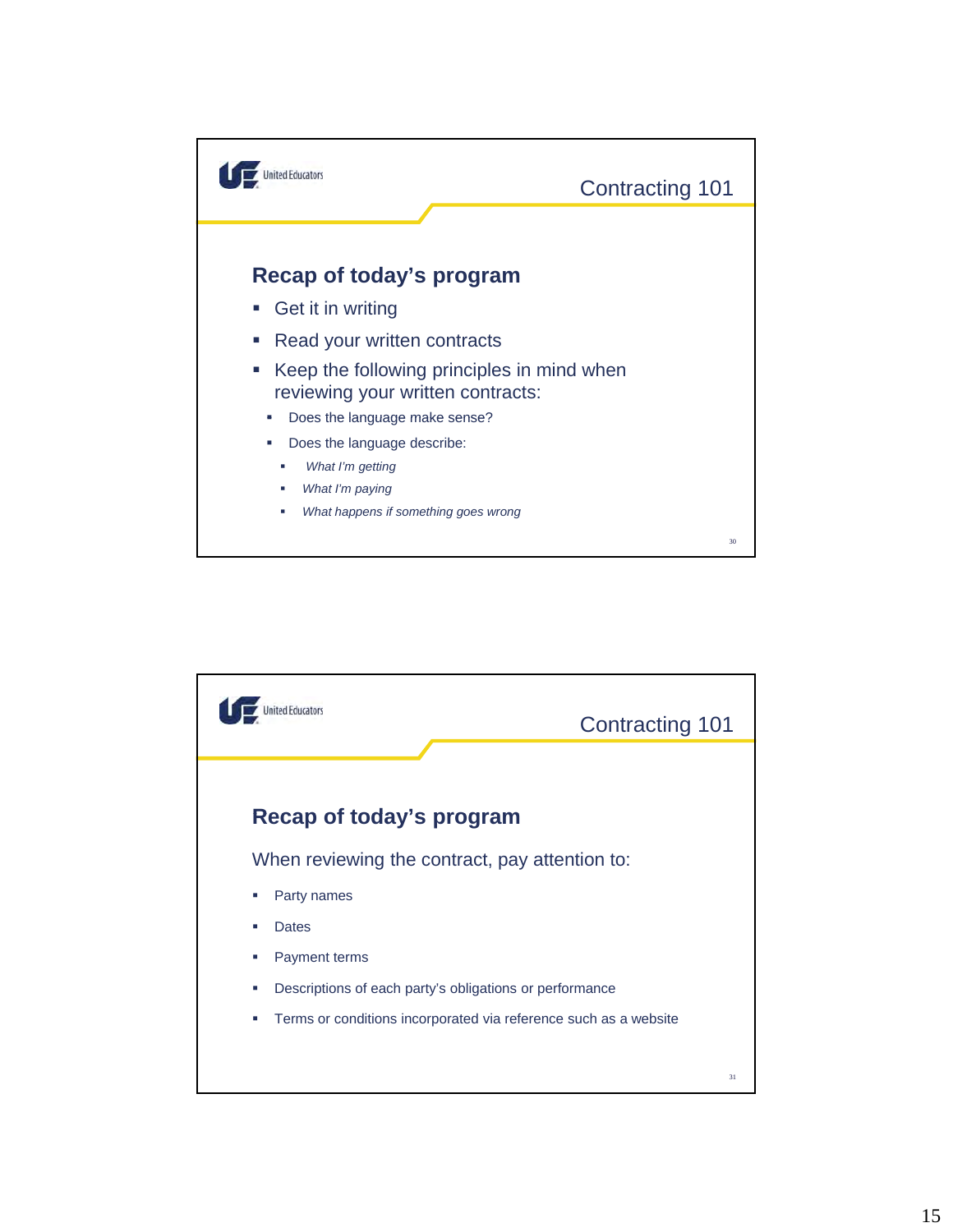## Contracting 101

### Recap of today's program

- Get it in writing
- Read your written contracts
- Keep the following principles in mind when reviewing your written contracts:
  - Does the language make sense?
  - Does the language describe:
    - *What I'm getting*
    - *What I'm paying*
    - *What happens if something goes wrong*

## Contracting 101

### Recap of today's program

When reviewing the contract, pay attention to:

- Party names
- Dates
- Payment terms
- Descriptions of each party's obligations or performance
- Terms or conditions incorporated via reference such as a website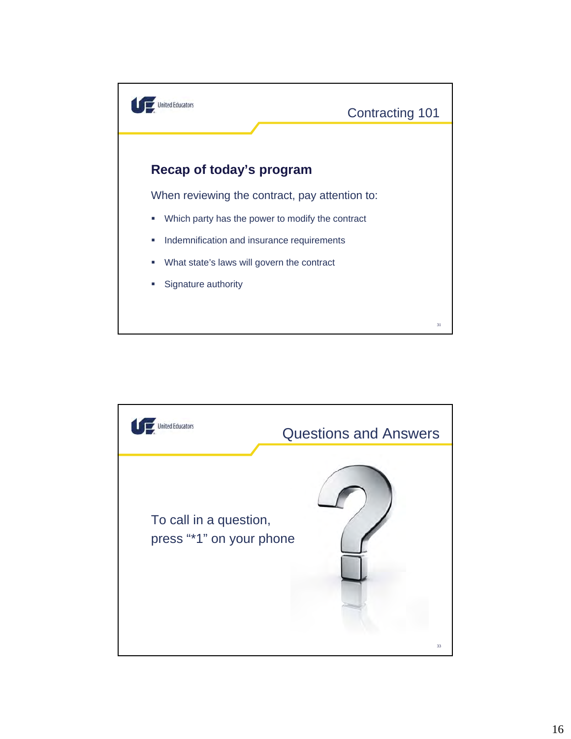United Educators

## Contracting 101

### Recap of today's program

When reviewing the contract, pay attention to:

- Which party has the power to modify the contract
- Indemnification and insurance requirements
- What state's laws will govern the contract
- Signature authority

31

United Educators

## Questions and Answers

To call in a question,
press "*1" on your phone

33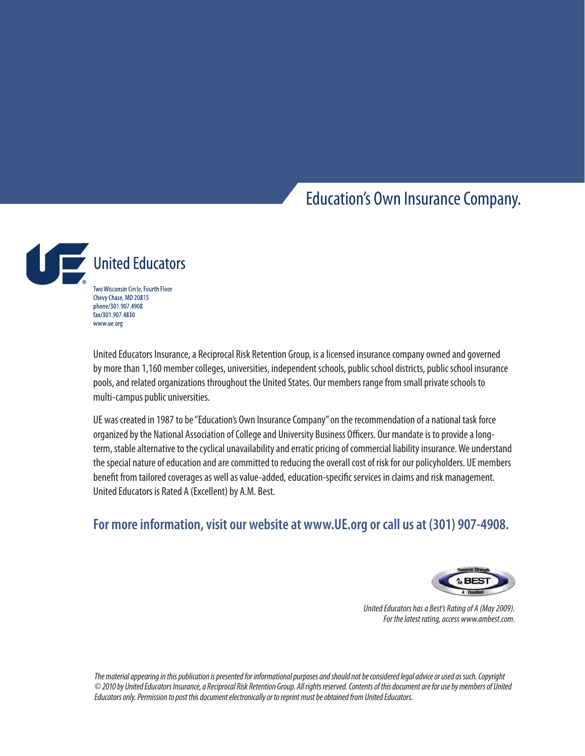Education's Own Insurance Company.

## United Educators

Two Wisconsin Circle, Fourth Floor
Chevy Chase, MD 20815
phone/301.907.4908
fax/301.907.4830
www.ue.org

United Educators Insurance, a Reciprocal Risk Retention Group, is a licensed insurance company owned and governed by more than 1,160 member colleges, universities, independent schools, public school districts, public school insurance pools, and related organizations throughout the United States. Our members range from small private schools to multi-campus public universities.

UE was created in 1987 to be "Education's Own Insurance Company" on the recommendation of a national task force organized by the National Association of College and University Business Officers. Our mandate is to provide a long-term, stable alternative to the cyclical unavailability and erratic pricing of commercial liability insurance. We understand the special nature of education and are committed to reducing the overall cost of risk for our policyholders. UE members benefit from tailored coverages as well as value-added, education-specific services in claims and risk management. United Educators is Rated A (Excellent) by A.M. Best.

**For more information, visit our website at www.UE.org or call us at (301) 907-4908.**

Financial Strength
A.M. BEST
A Excellent

*United Educators has a Best's Rating of A (May 2009).*
*For the latest rating, access www.ambest.com.*

*The material appearing in this publication is presented for informational purposes and should not be considered legal advice or used as such. Copyright © 2010 by United Educators Insurance, a Reciprocal Risk Retention Group. All rights reserved. Contents of this document are for use by members of United Educators only. Permission to post this document electronically or to reprint must be obtained from United Educators.*